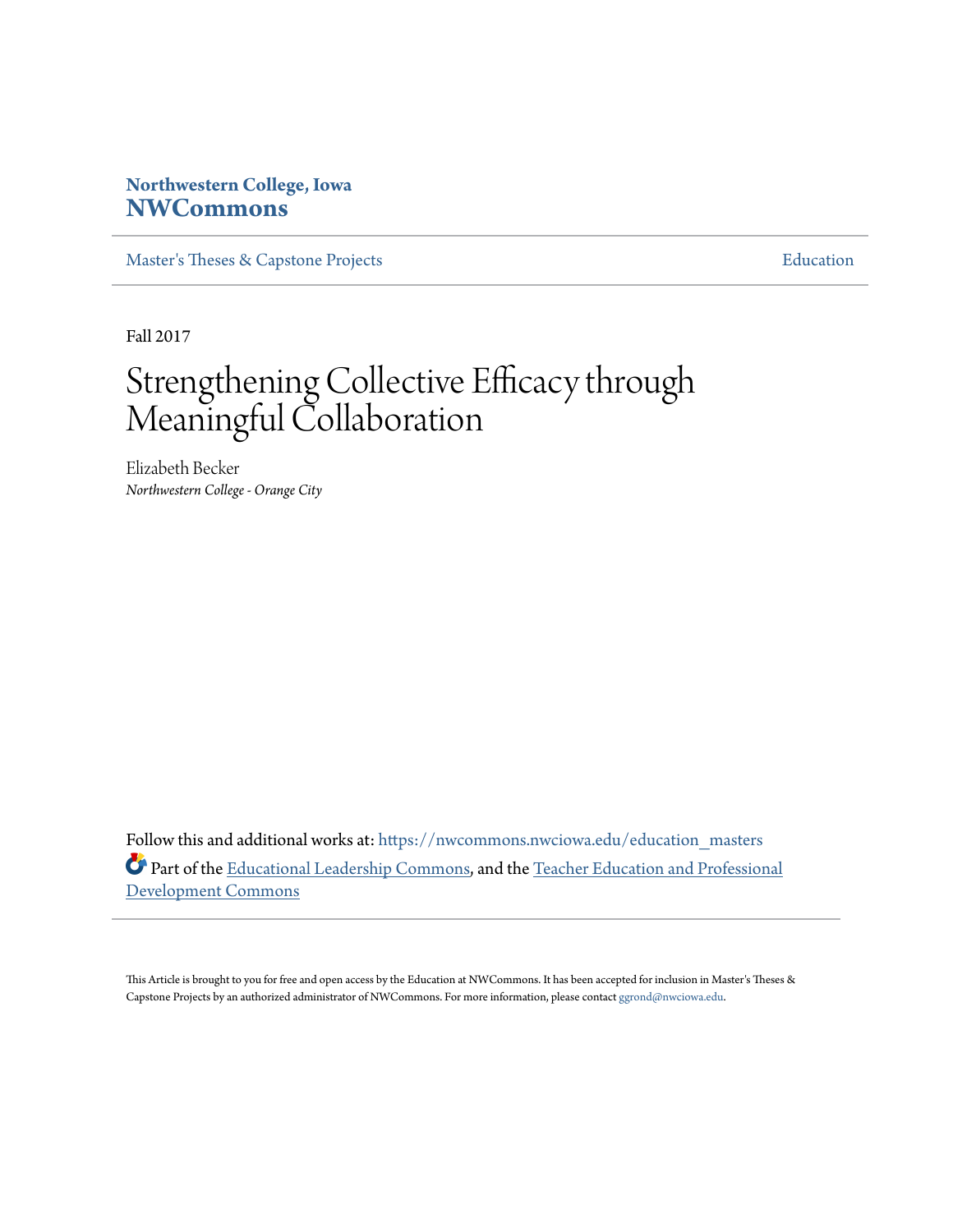Northwestern College, Iowa
**NWCommons**

Master's Theses & Capstone Projects

Education

Fall 2017

# Strengthening Collective Efficacy through Meaningful Collaboration

Elizabeth Becker
*Northwestern College - Orange City*

Follow this and additional works at: https://nwcommons.nwciowa.edu/education_masters

Part of the Educational Leadership Commons, and the Teacher Education and Professional Development Commons

This Article is brought to you for free and open access by the Education at NWCommons. It has been accepted for inclusion in Master's Theses & Capstone Projects by an authorized administrator of NWCommons. For more information, please contact ggrond@nwciowa.edu.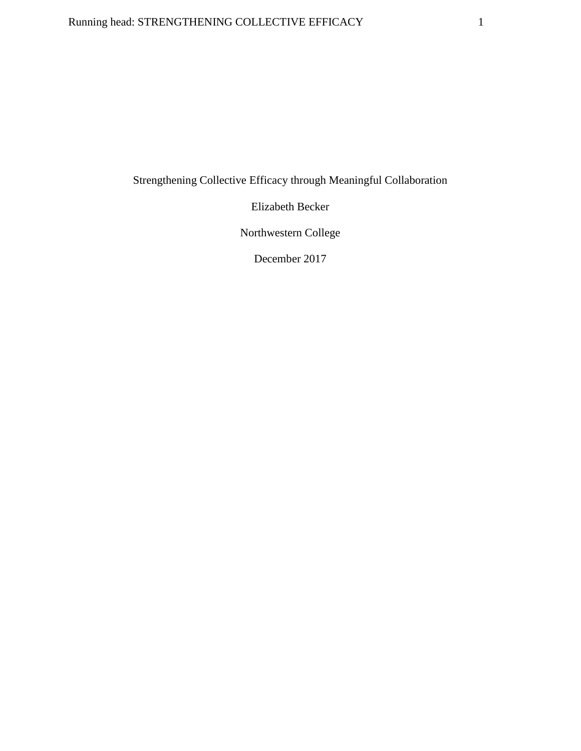Strengthening Collective Efficacy through Meaningful Collaboration

Elizabeth Becker

Northwestern College

December 2017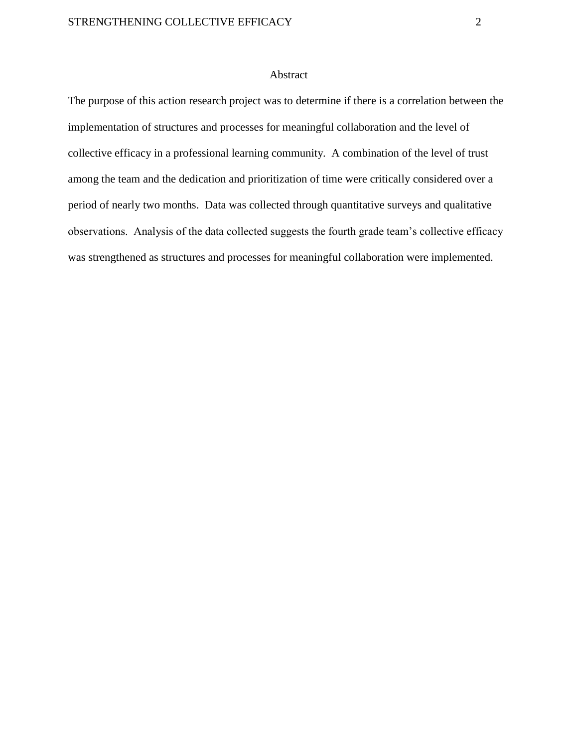# Abstract

The purpose of this action research project was to determine if there is a correlation between the implementation of structures and processes for meaningful collaboration and the level of collective efficacy in a professional learning community. A combination of the level of trust among the team and the dedication and prioritization of time were critically considered over a period of nearly two months. Data was collected through quantitative surveys and qualitative observations. Analysis of the data collected suggests the fourth grade team's collective efficacy was strengthened as structures and processes for meaningful collaboration were implemented.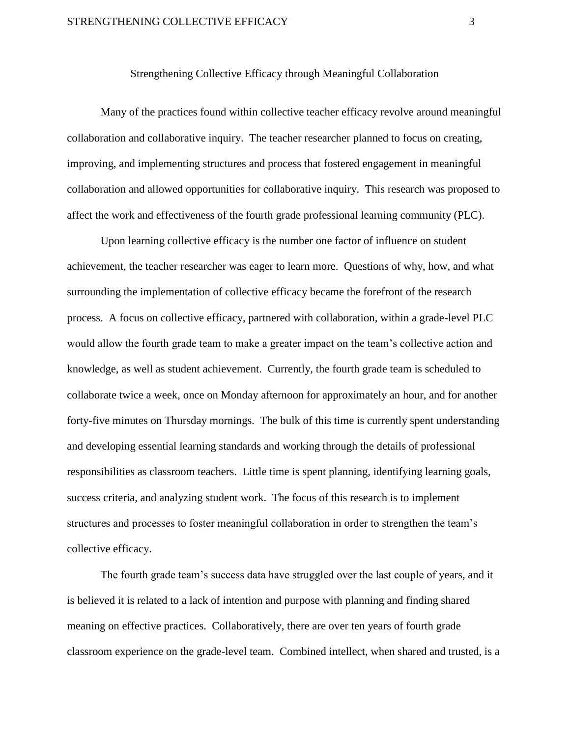# Strengthening Collective Efficacy through Meaningful Collaboration

Many of the practices found within collective teacher efficacy revolve around meaningful collaboration and collaborative inquiry. The teacher researcher planned to focus on creating, improving, and implementing structures and process that fostered engagement in meaningful collaboration and allowed opportunities for collaborative inquiry. This research was proposed to affect the work and effectiveness of the fourth grade professional learning community (PLC).

Upon learning collective efficacy is the number one factor of influence on student achievement, the teacher researcher was eager to learn more. Questions of why, how, and what surrounding the implementation of collective efficacy became the forefront of the research process. A focus on collective efficacy, partnered with collaboration, within a grade-level PLC would allow the fourth grade team to make a greater impact on the team's collective action and knowledge, as well as student achievement. Currently, the fourth grade team is scheduled to collaborate twice a week, once on Monday afternoon for approximately an hour, and for another forty-five minutes on Thursday mornings. The bulk of this time is currently spent understanding and developing essential learning standards and working through the details of professional responsibilities as classroom teachers. Little time is spent planning, identifying learning goals, success criteria, and analyzing student work. The focus of this research is to implement structures and processes to foster meaningful collaboration in order to strengthen the team's collective efficacy.

The fourth grade team's success data have struggled over the last couple of years, and it is believed it is related to a lack of intention and purpose with planning and finding shared meaning on effective practices. Collaboratively, there are over ten years of fourth grade classroom experience on the grade-level team. Combined intellect, when shared and trusted, is a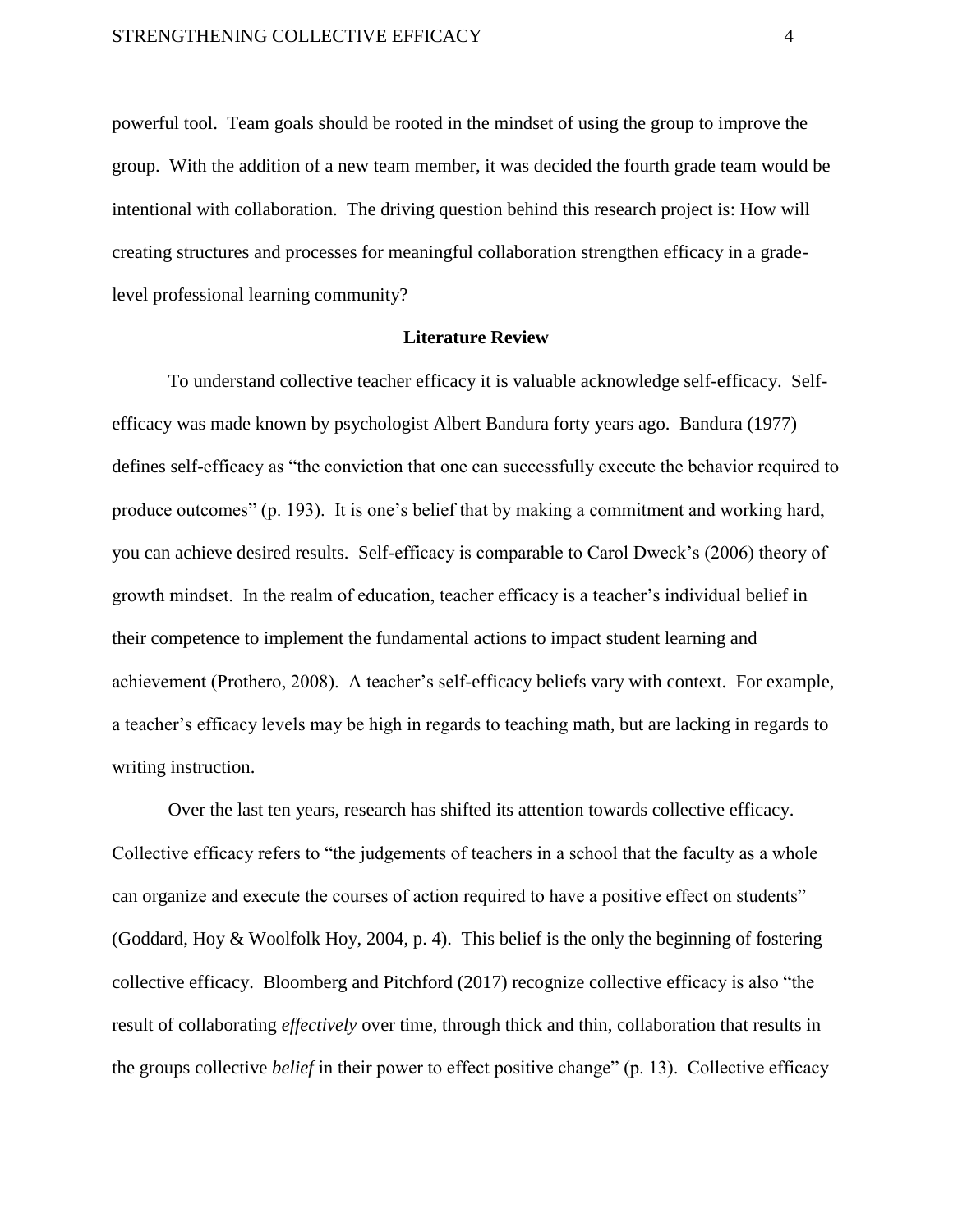powerful tool. Team goals should be rooted in the mindset of using the group to improve the group. With the addition of a new team member, it was decided the fourth grade team would be intentional with collaboration. The driving question behind this research project is: How will creating structures and processes for meaningful collaboration strengthen efficacy in a grade-level professional learning community?

## Literature Review

To understand collective teacher efficacy it is valuable acknowledge self-efficacy. Self-efficacy was made known by psychologist Albert Bandura forty years ago. Bandura (1977) defines self-efficacy as "the conviction that one can successfully execute the behavior required to produce outcomes" (p. 193). It is one's belief that by making a commitment and working hard, you can achieve desired results. Self-efficacy is comparable to Carol Dweck's (2006) theory of growth mindset. In the realm of education, teacher efficacy is a teacher's individual belief in their competence to implement the fundamental actions to impact student learning and achievement (Prothero, 2008). A teacher's self-efficacy beliefs vary with context. For example, a teacher's efficacy levels may be high in regards to teaching math, but are lacking in regards to writing instruction.

Over the last ten years, research has shifted its attention towards collective efficacy. Collective efficacy refers to "the judgements of teachers in a school that the faculty as a whole can organize and execute the courses of action required to have a positive effect on students" (Goddard, Hoy & Woolfolk Hoy, 2004, p. 4). This belief is the only the beginning of fostering collective efficacy. Bloomberg and Pitchford (2017) recognize collective efficacy is also "the result of collaborating *effectively* over time, through thick and thin, collaboration that results in the groups collective *belief* in their power to effect positive change" (p. 13). Collective efficacy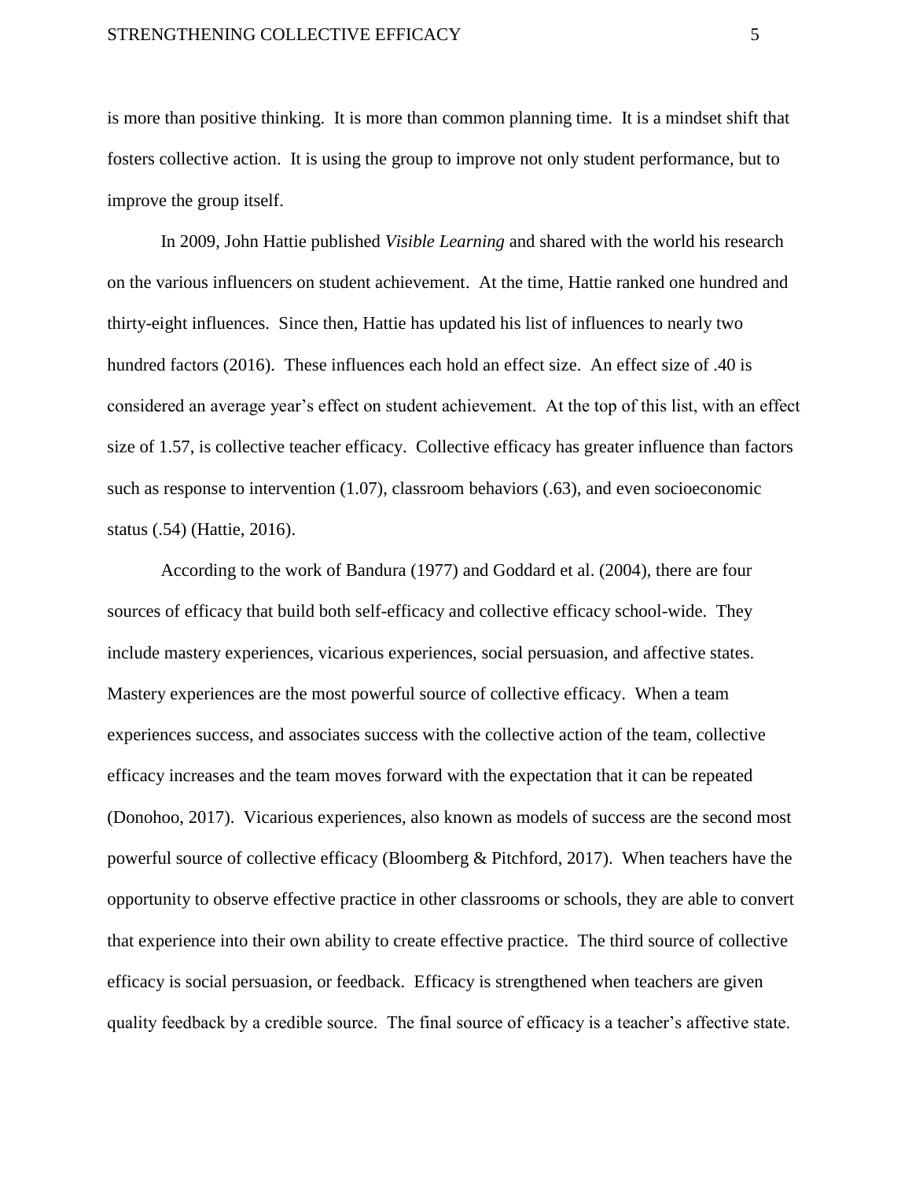is more than positive thinking. It is more than common planning time. It is a mindset shift that fosters collective action. It is using the group to improve not only student performance, but to improve the group itself.

In 2009, John Hattie published *Visible Learning* and shared with the world his research on the various influencers on student achievement. At the time, Hattie ranked one hundred and thirty-eight influences. Since then, Hattie has updated his list of influences to nearly two hundred factors (2016). These influences each hold an effect size. An effect size of .40 is considered an average year's effect on student achievement. At the top of this list, with an effect size of 1.57, is collective teacher efficacy. Collective efficacy has greater influence than factors such as response to intervention (1.07), classroom behaviors (.63), and even socioeconomic status (.54) (Hattie, 2016).

According to the work of Bandura (1977) and Goddard et al. (2004), there are four sources of efficacy that build both self-efficacy and collective efficacy school-wide. They include mastery experiences, vicarious experiences, social persuasion, and affective states. Mastery experiences are the most powerful source of collective efficacy. When a team experiences success, and associates success with the collective action of the team, collective efficacy increases and the team moves forward with the expectation that it can be repeated (Donohoo, 2017). Vicarious experiences, also known as models of success are the second most powerful source of collective efficacy (Bloomberg & Pitchford, 2017). When teachers have the opportunity to observe effective practice in other classrooms or schools, they are able to convert that experience into their own ability to create effective practice. The third source of collective efficacy is social persuasion, or feedback. Efficacy is strengthened when teachers are given quality feedback by a credible source. The final source of efficacy is a teacher's affective state.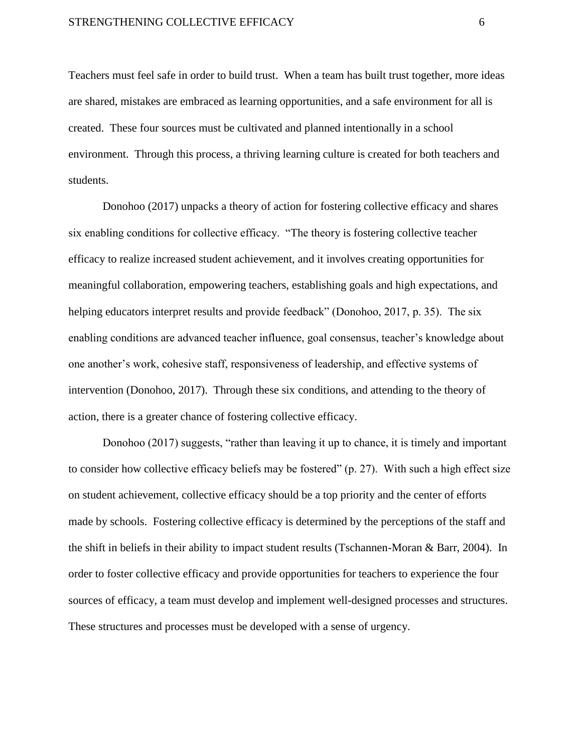Teachers must feel safe in order to build trust. When a team has built trust together, more ideas are shared, mistakes are embraced as learning opportunities, and a safe environment for all is created. These four sources must be cultivated and planned intentionally in a school environment. Through this process, a thriving learning culture is created for both teachers and students.

Donohoo (2017) unpacks a theory of action for fostering collective efficacy and shares six enabling conditions for collective efficacy. "The theory is fostering collective teacher efficacy to realize increased student achievement, and it involves creating opportunities for meaningful collaboration, empowering teachers, establishing goals and high expectations, and helping educators interpret results and provide feedback" (Donohoo, 2017, p. 35). The six enabling conditions are advanced teacher influence, goal consensus, teacher's knowledge about one another's work, cohesive staff, responsiveness of leadership, and effective systems of intervention (Donohoo, 2017). Through these six conditions, and attending to the theory of action, there is a greater chance of fostering collective efficacy.

Donohoo (2017) suggests, "rather than leaving it up to chance, it is timely and important to consider how collective efficacy beliefs may be fostered" (p. 27). With such a high effect size on student achievement, collective efficacy should be a top priority and the center of efforts made by schools. Fostering collective efficacy is determined by the perceptions of the staff and the shift in beliefs in their ability to impact student results (Tschannen-Moran & Barr, 2004). In order to foster collective efficacy and provide opportunities for teachers to experience the four sources of efficacy, a team must develop and implement well-designed processes and structures. These structures and processes must be developed with a sense of urgency.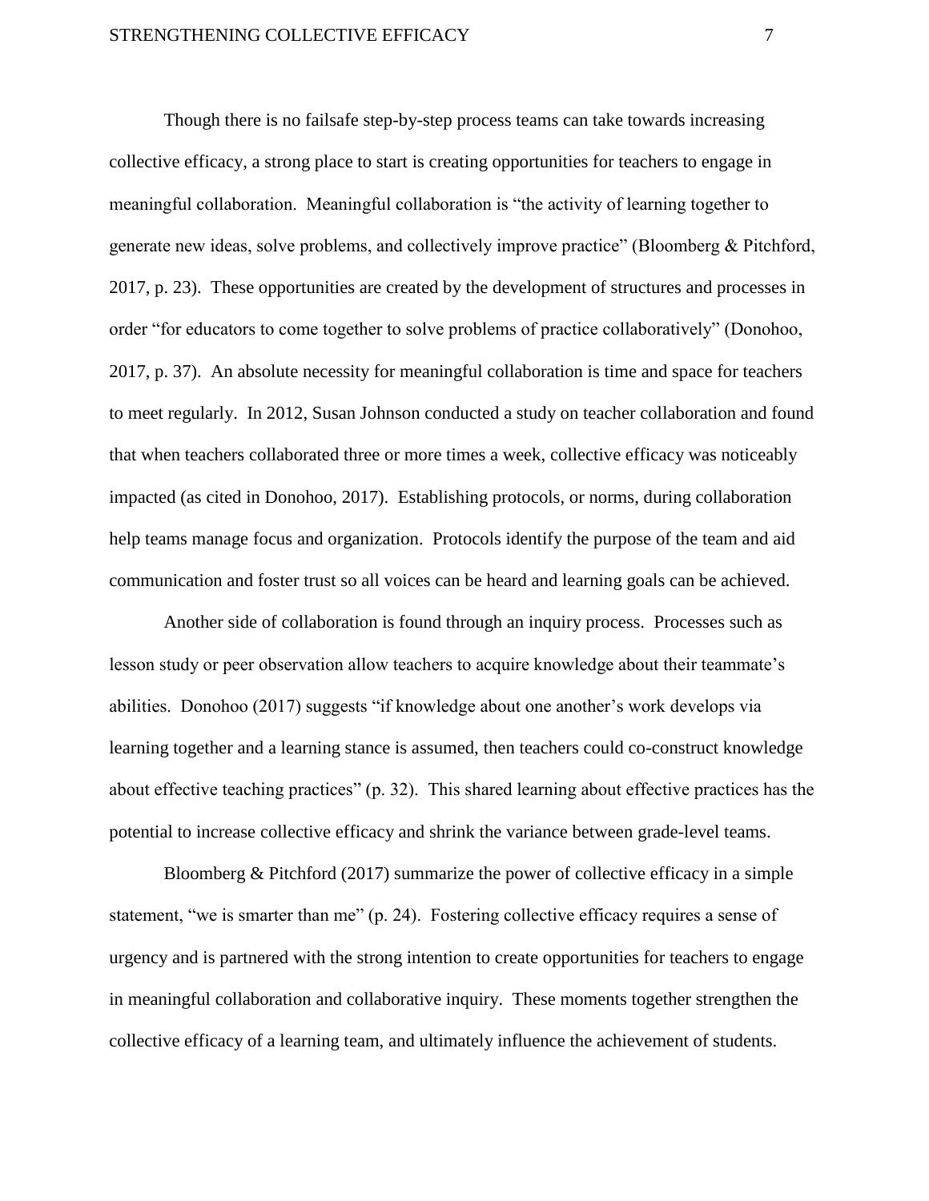Though there is no failsafe step-by-step process teams can take towards increasing collective efficacy, a strong place to start is creating opportunities for teachers to engage in meaningful collaboration. Meaningful collaboration is "the activity of learning together to generate new ideas, solve problems, and collectively improve practice" (Bloomberg & Pitchford, 2017, p. 23). These opportunities are created by the development of structures and processes in order "for educators to come together to solve problems of practice collaboratively" (Donohoo, 2017, p. 37). An absolute necessity for meaningful collaboration is time and space for teachers to meet regularly. In 2012, Susan Johnson conducted a study on teacher collaboration and found that when teachers collaborated three or more times a week, collective efficacy was noticeably impacted (as cited in Donohoo, 2017). Establishing protocols, or norms, during collaboration help teams manage focus and organization. Protocols identify the purpose of the team and aid communication and foster trust so all voices can be heard and learning goals can be achieved.

Another side of collaboration is found through an inquiry process. Processes such as lesson study or peer observation allow teachers to acquire knowledge about their teammate's abilities. Donohoo (2017) suggests "if knowledge about one another's work develops via learning together and a learning stance is assumed, then teachers could co-construct knowledge about effective teaching practices" (p. 32). This shared learning about effective practices has the potential to increase collective efficacy and shrink the variance between grade-level teams.

Bloomberg & Pitchford (2017) summarize the power of collective efficacy in a simple statement, "we is smarter than me" (p. 24). Fostering collective efficacy requires a sense of urgency and is partnered with the strong intention to create opportunities for teachers to engage in meaningful collaboration and collaborative inquiry. These moments together strengthen the collective efficacy of a learning team, and ultimately influence the achievement of students.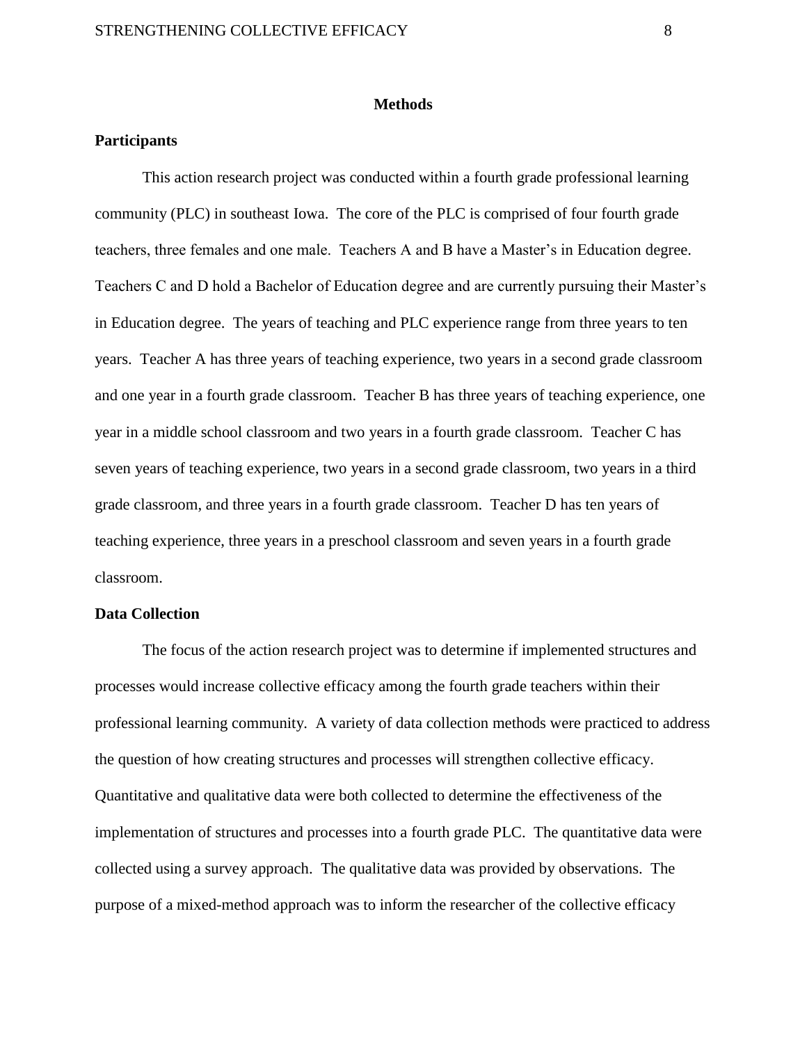# Methods

## Participants

This action research project was conducted within a fourth grade professional learning community (PLC) in southeast Iowa. The core of the PLC is comprised of four fourth grade teachers, three females and one male. Teachers A and B have a Master's in Education degree. Teachers C and D hold a Bachelor of Education degree and are currently pursuing their Master's in Education degree. The years of teaching and PLC experience range from three years to ten years. Teacher A has three years of teaching experience, two years in a second grade classroom and one year in a fourth grade classroom. Teacher B has three years of teaching experience, one year in a middle school classroom and two years in a fourth grade classroom. Teacher C has seven years of teaching experience, two years in a second grade classroom, two years in a third grade classroom, and three years in a fourth grade classroom. Teacher D has ten years of teaching experience, three years in a preschool classroom and seven years in a fourth grade classroom.

## Data Collection

The focus of the action research project was to determine if implemented structures and processes would increase collective efficacy among the fourth grade teachers within their professional learning community. A variety of data collection methods were practiced to address the question of how creating structures and processes will strengthen collective efficacy. Quantitative and qualitative data were both collected to determine the effectiveness of the implementation of structures and processes into a fourth grade PLC. The quantitative data were collected using a survey approach. The qualitative data was provided by observations. The purpose of a mixed-method approach was to inform the researcher of the collective efficacy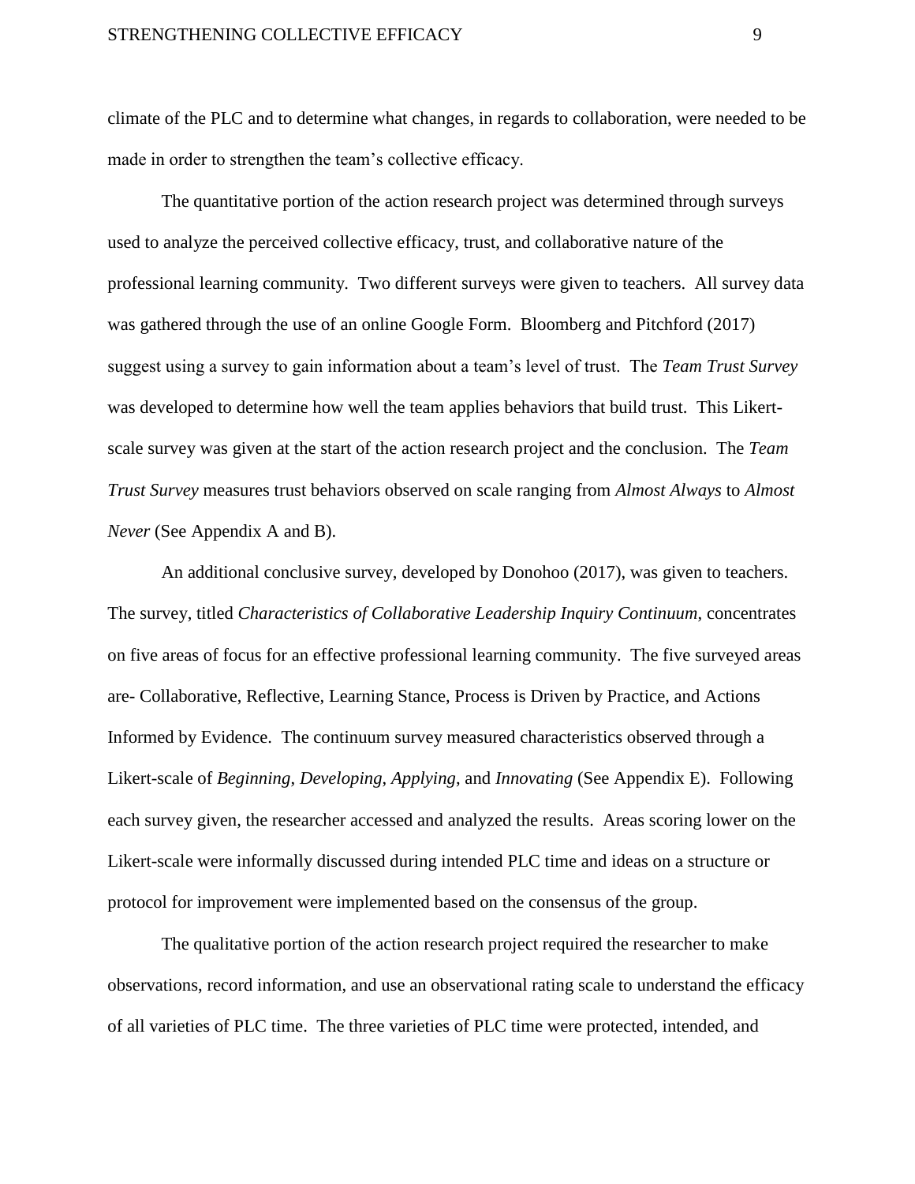climate of the PLC and to determine what changes, in regards to collaboration, were needed to be made in order to strengthen the team's collective efficacy.

The quantitative portion of the action research project was determined through surveys used to analyze the perceived collective efficacy, trust, and collaborative nature of the professional learning community. Two different surveys were given to teachers. All survey data was gathered through the use of an online Google Form. Bloomberg and Pitchford (2017) suggest using a survey to gain information about a team's level of trust. The *Team Trust Survey* was developed to determine how well the team applies behaviors that build trust. This Likert-scale survey was given at the start of the action research project and the conclusion. The *Team Trust Survey* measures trust behaviors observed on scale ranging from *Almost Always* to *Almost Never* (See Appendix A and B).

An additional conclusive survey, developed by Donohoo (2017), was given to teachers. The survey, titled *Characteristics of Collaborative Leadership Inquiry Continuum*, concentrates on five areas of focus for an effective professional learning community. The five surveyed areas are- Collaborative, Reflective, Learning Stance, Process is Driven by Practice, and Actions Informed by Evidence. The continuum survey measured characteristics observed through a Likert-scale of *Beginning*, *Developing*, *Applying*, and *Innovating* (See Appendix E). Following each survey given, the researcher accessed and analyzed the results. Areas scoring lower on the Likert-scale were informally discussed during intended PLC time and ideas on a structure or protocol for improvement were implemented based on the consensus of the group.

The qualitative portion of the action research project required the researcher to make observations, record information, and use an observational rating scale to understand the efficacy of all varieties of PLC time. The three varieties of PLC time were protected, intended, and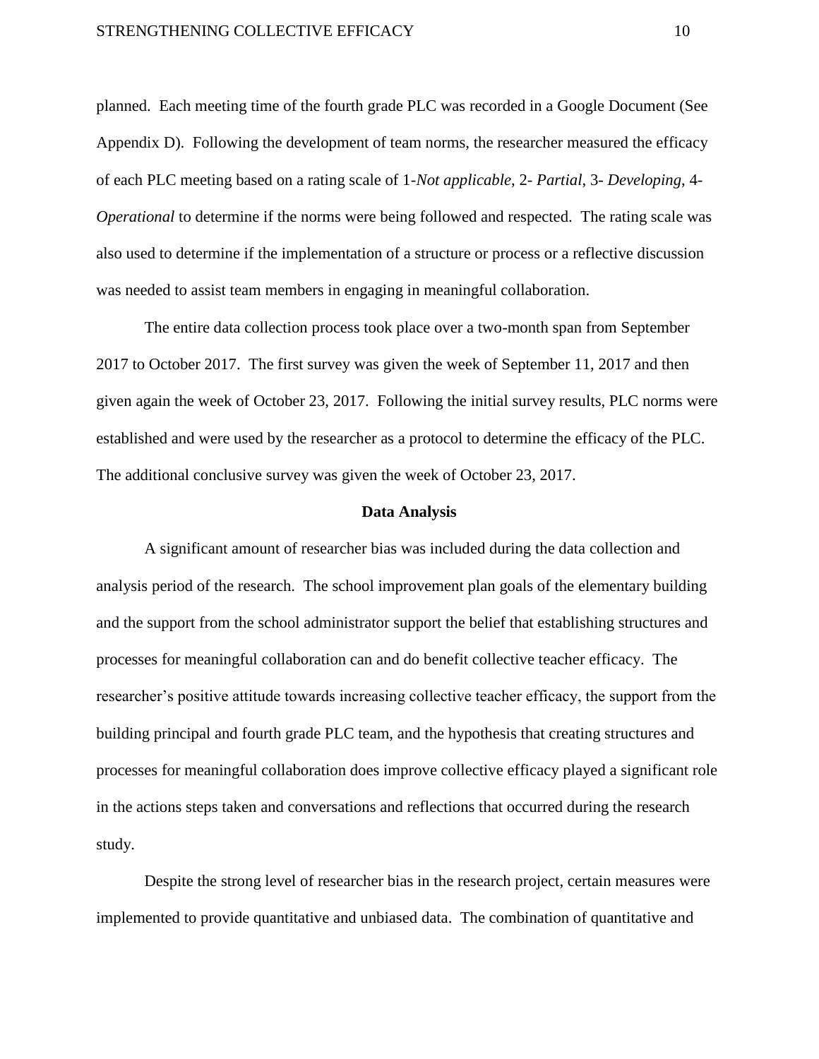planned. Each meeting time of the fourth grade PLC was recorded in a Google Document (See Appendix D). Following the development of team norms, the researcher measured the efficacy of each PLC meeting based on a rating scale of 1-*Not applicable*, 2- *Partial*, 3- *Developing*, 4- *Operational* to determine if the norms were being followed and respected. The rating scale was also used to determine if the implementation of a structure or process or a reflective discussion was needed to assist team members in engaging in meaningful collaboration.

The entire data collection process took place over a two-month span from September 2017 to October 2017. The first survey was given the week of September 11, 2017 and then given again the week of October 23, 2017. Following the initial survey results, PLC norms were established and were used by the researcher as a protocol to determine the efficacy of the PLC. The additional conclusive survey was given the week of October 23, 2017.

## Data Analysis

A significant amount of researcher bias was included during the data collection and analysis period of the research. The school improvement plan goals of the elementary building and the support from the school administrator support the belief that establishing structures and processes for meaningful collaboration can and do benefit collective teacher efficacy. The researcher's positive attitude towards increasing collective teacher efficacy, the support from the building principal and fourth grade PLC team, and the hypothesis that creating structures and processes for meaningful collaboration does improve collective efficacy played a significant role in the actions steps taken and conversations and reflections that occurred during the research study.

Despite the strong level of researcher bias in the research project, certain measures were implemented to provide quantitative and unbiased data. The combination of quantitative and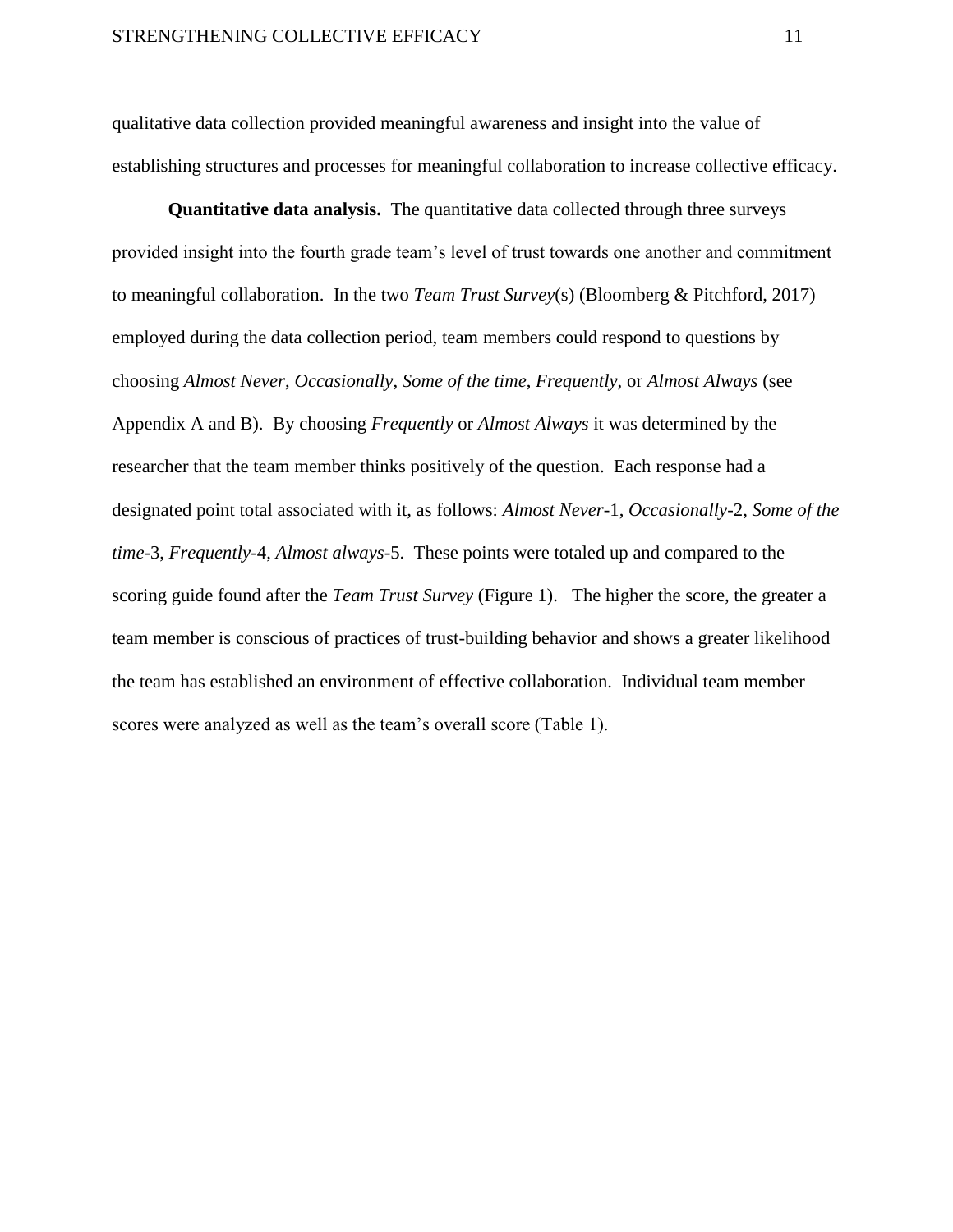qualitative data collection provided meaningful awareness and insight into the value of establishing structures and processes for meaningful collaboration to increase collective efficacy.

**Quantitative data analysis.** The quantitative data collected through three surveys provided insight into the fourth grade team's level of trust towards one another and commitment to meaningful collaboration. In the two *Team Trust Survey*(s) (Bloomberg & Pitchford, 2017) employed during the data collection period, team members could respond to questions by choosing *Almost Never*, *Occasionally*, *Some of the time*, *Frequently*, or *Almost Always* (see Appendix A and B). By choosing *Frequently* or *Almost Always* it was determined by the researcher that the team member thinks positively of the question. Each response had a designated point total associated with it, as follows: *Almost Never*-1, *Occasionally*-2, *Some of the time*-3, *Frequently*-4, *Almost always*-5. These points were totaled up and compared to the scoring guide found after the *Team Trust Survey* (Figure 1). The higher the score, the greater a team member is conscious of practices of trust-building behavior and shows a greater likelihood the team has established an environment of effective collaboration. Individual team member scores were analyzed as well as the team's overall score (Table 1).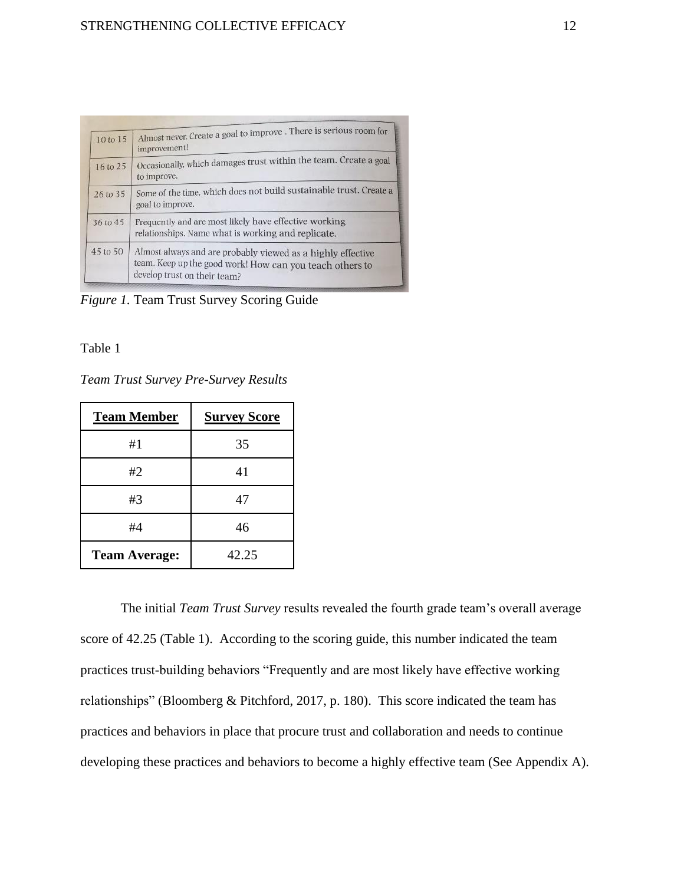| 10 to 15 | Almost never. Create a goal to improve . There is serious room for improvement! |
|---|---|
| 16 to 25 | Occasionally, which damages trust within the team. Create a goal to improve. |
| 26 to 35 | Some of the time, which does not build sustainable trust. Create a goal to improve. |
| 36 to 45 | Frequently and are most likely have effective working relationships. Name what is working and replicate. |
| 45 to 50 | Almost always and are probably viewed as a highly effective team. Keep up the good work! How can you teach others to develop trust on their team? |

*Figure 1.* Team Trust Survey Scoring Guide

Table 1

*Team Trust Survey Pre-Survey Results*

| Team Member | Survey Score |
|---|---|
| #1 | 35 |
| #2 | 41 |
| #3 | 47 |
| #4 | 46 |
| **Team Average:** | 42.25 |

The initial *Team Trust Survey* results revealed the fourth grade team's overall average score of 42.25 (Table 1). According to the scoring guide, this number indicated the team practices trust-building behaviors "Frequently and are most likely have effective working relationships" (Bloomberg & Pitchford, 2017, p. 180). This score indicated the team has practices and behaviors in place that procure trust and collaboration and needs to continue developing these practices and behaviors to become a highly effective team (See Appendix A).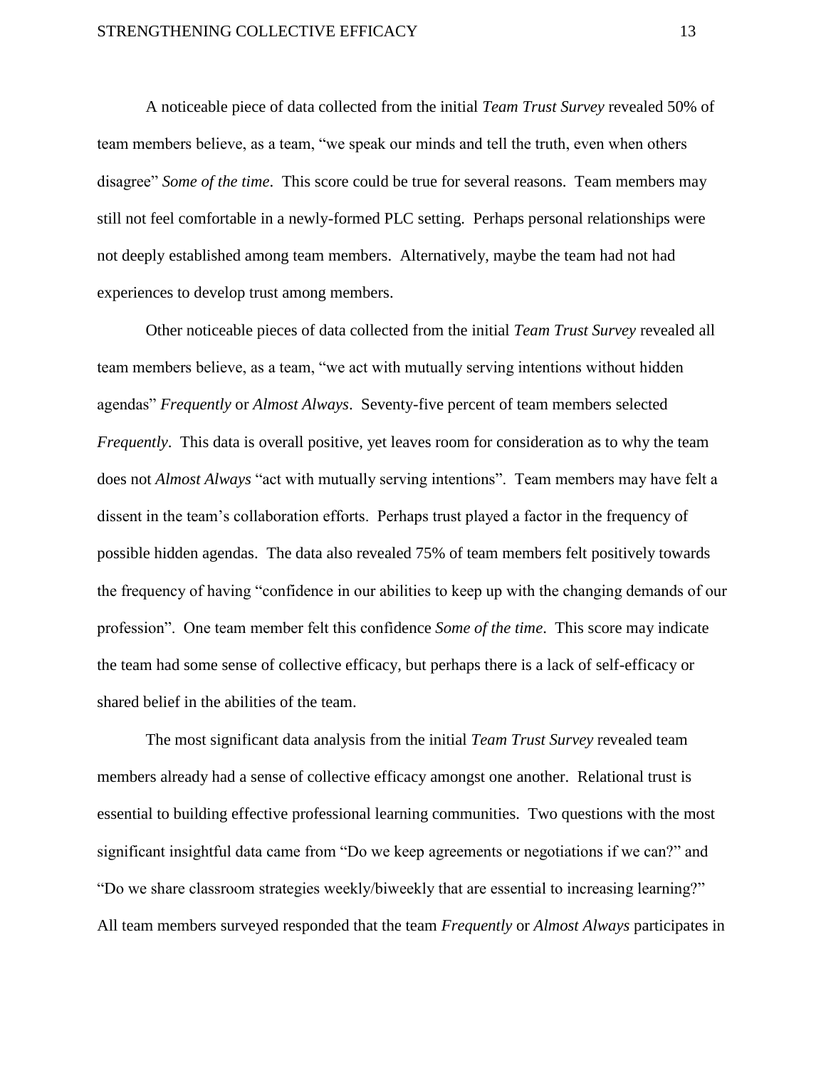A noticeable piece of data collected from the initial *Team Trust Survey* revealed 50% of team members believe, as a team, "we speak our minds and tell the truth, even when others disagree" *Some of the time*. This score could be true for several reasons. Team members may still not feel comfortable in a newly-formed PLC setting. Perhaps personal relationships were not deeply established among team members. Alternatively, maybe the team had not had experiences to develop trust among members.

Other noticeable pieces of data collected from the initial *Team Trust Survey* revealed all team members believe, as a team, "we act with mutually serving intentions without hidden agendas" *Frequently* or *Almost Always*. Seventy-five percent of team members selected *Frequently*. This data is overall positive, yet leaves room for consideration as to why the team does not *Almost Always* "act with mutually serving intentions". Team members may have felt a dissent in the team's collaboration efforts. Perhaps trust played a factor in the frequency of possible hidden agendas. The data also revealed 75% of team members felt positively towards the frequency of having "confidence in our abilities to keep up with the changing demands of our profession". One team member felt this confidence *Some of the time*. This score may indicate the team had some sense of collective efficacy, but perhaps there is a lack of self-efficacy or shared belief in the abilities of the team.

The most significant data analysis from the initial *Team Trust Survey* revealed team members already had a sense of collective efficacy amongst one another. Relational trust is essential to building effective professional learning communities. Two questions with the most significant insightful data came from "Do we keep agreements or negotiations if we can?" and "Do we share classroom strategies weekly/biweekly that are essential to increasing learning?" All team members surveyed responded that the team *Frequently* or *Almost Always* participates in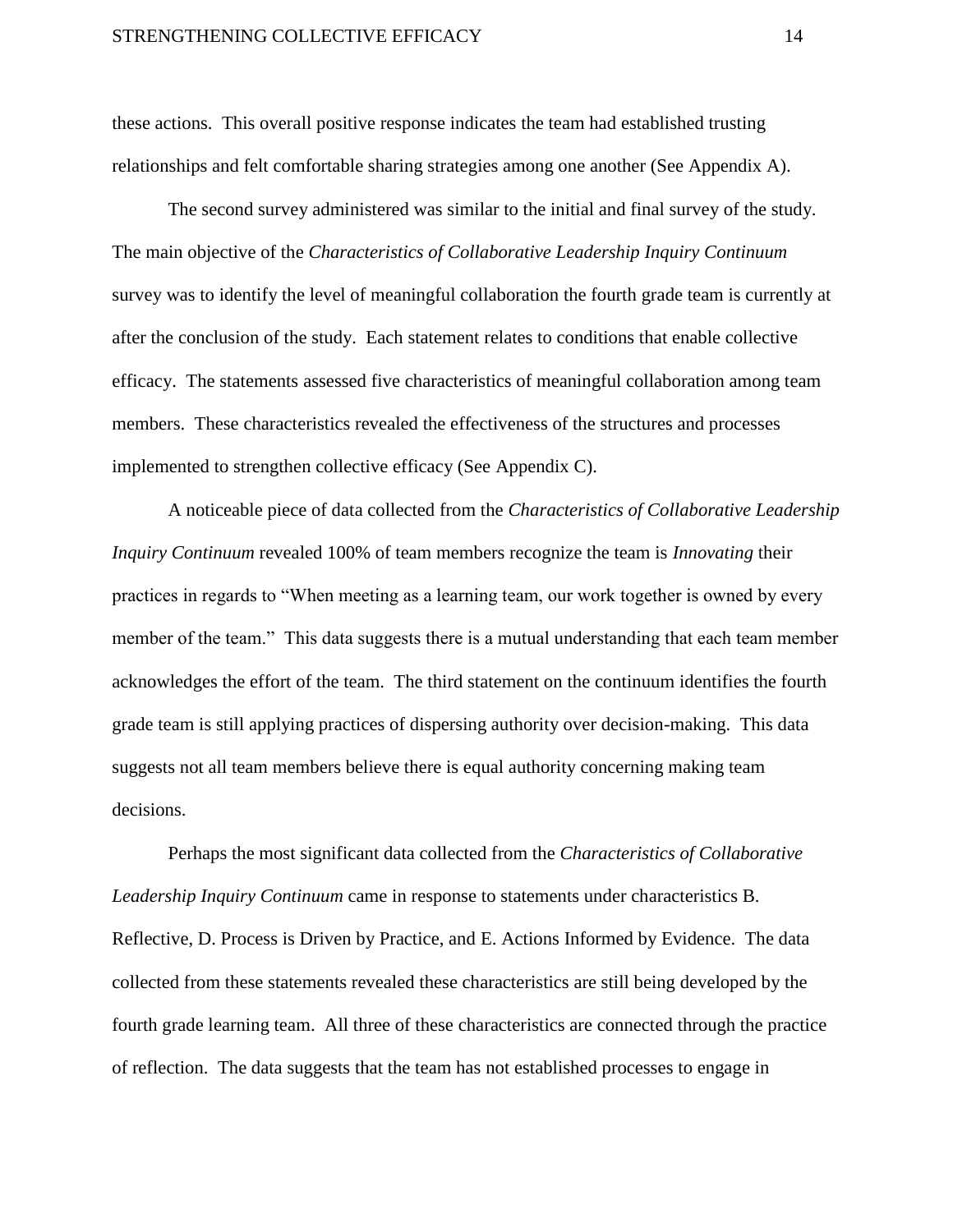these actions. This overall positive response indicates the team had established trusting relationships and felt comfortable sharing strategies among one another (See Appendix A).

The second survey administered was similar to the initial and final survey of the study. The main objective of the *Characteristics of Collaborative Leadership Inquiry Continuum* survey was to identify the level of meaningful collaboration the fourth grade team is currently at after the conclusion of the study. Each statement relates to conditions that enable collective efficacy. The statements assessed five characteristics of meaningful collaboration among team members. These characteristics revealed the effectiveness of the structures and processes implemented to strengthen collective efficacy (See Appendix C).

A noticeable piece of data collected from the *Characteristics of Collaborative Leadership Inquiry Continuum* revealed 100% of team members recognize the team is *Innovating* their practices in regards to "When meeting as a learning team, our work together is owned by every member of the team." This data suggests there is a mutual understanding that each team member acknowledges the effort of the team. The third statement on the continuum identifies the fourth grade team is still applying practices of dispersing authority over decision-making. This data suggests not all team members believe there is equal authority concerning making team decisions.

Perhaps the most significant data collected from the *Characteristics of Collaborative Leadership Inquiry Continuum* came in response to statements under characteristics B. Reflective, D. Process is Driven by Practice, and E. Actions Informed by Evidence. The data collected from these statements revealed these characteristics are still being developed by the fourth grade learning team. All three of these characteristics are connected through the practice of reflection. The data suggests that the team has not established processes to engage in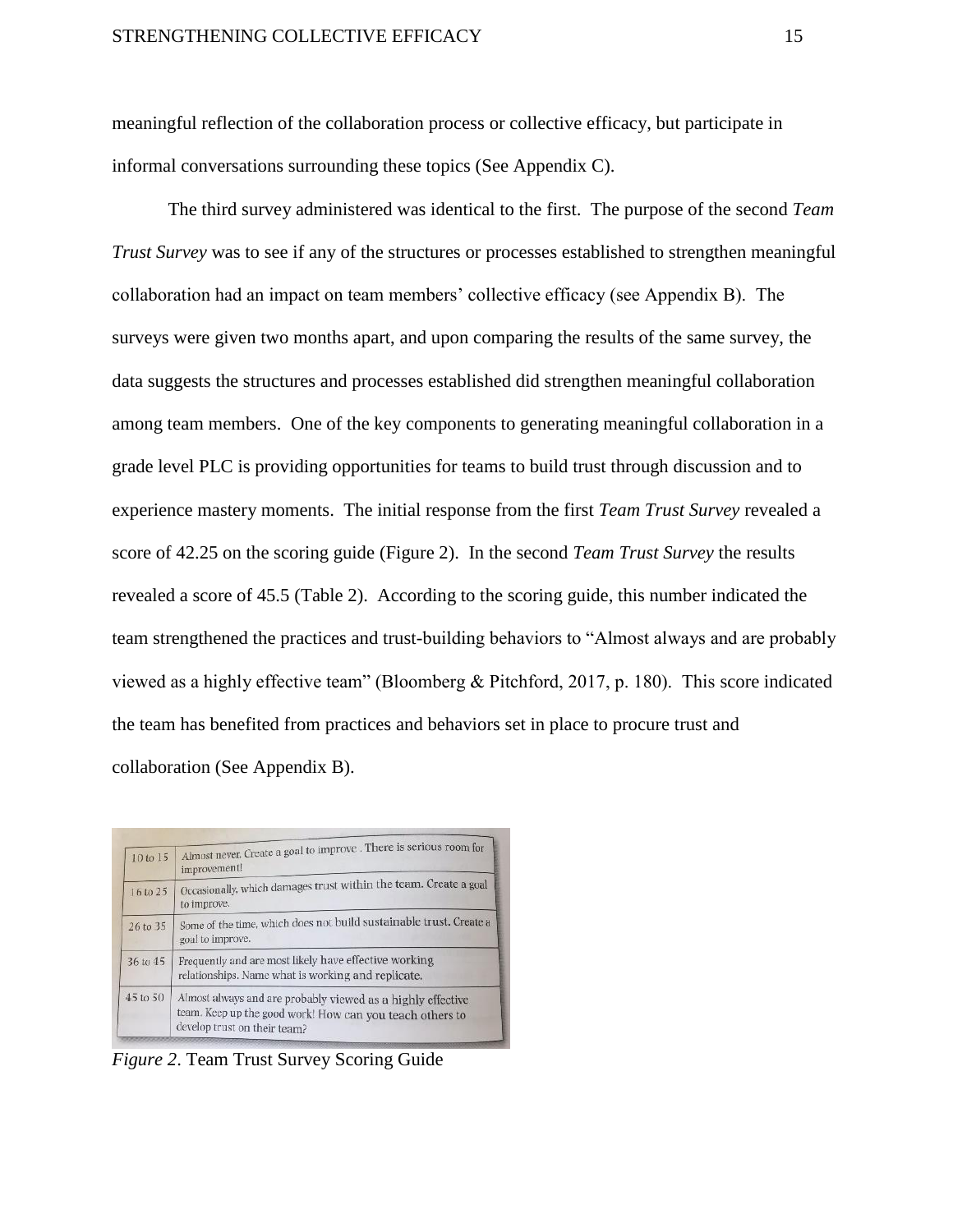meaningful reflection of the collaboration process or collective efficacy, but participate in informal conversations surrounding these topics (See Appendix C).

The third survey administered was identical to the first. The purpose of the second *Team Trust Survey* was to see if any of the structures or processes established to strengthen meaningful collaboration had an impact on team members' collective efficacy (see Appendix B). The surveys were given two months apart, and upon comparing the results of the same survey, the data suggests the structures and processes established did strengthen meaningful collaboration among team members. One of the key components to generating meaningful collaboration in a grade level PLC is providing opportunities for teams to build trust through discussion and to experience mastery moments. The initial response from the first *Team Trust Survey* revealed a score of 42.25 on the scoring guide (Figure 2). In the second *Team Trust Survey* the results revealed a score of 45.5 (Table 2). According to the scoring guide, this number indicated the team strengthened the practices and trust-building behaviors to "Almost always and are probably viewed as a highly effective team" (Bloomberg & Pitchford, 2017, p. 180). This score indicated the team has benefited from practices and behaviors set in place to procure trust and collaboration (See Appendix B).

| | |
|---|---|
| 10 to 15 | Almost never. Create a goal to improve . There is serious room for improvement! |
| 16 to 25 | Occasionally, which damages trust within the team. Create a goal to improve. |
| 26 to 35 | Some of the time, which does not build sustainable trust. Create a goal to improve. |
| 36 to 45 | Frequently and are most likely have effective working relationships. Name what is working and replicate. |
| 45 to 50 | Almost always and are probably viewed as a highly effective team. Keep up the good work! How can you teach others to develop trust on their team? |

*Figure 2*. Team Trust Survey Scoring Guide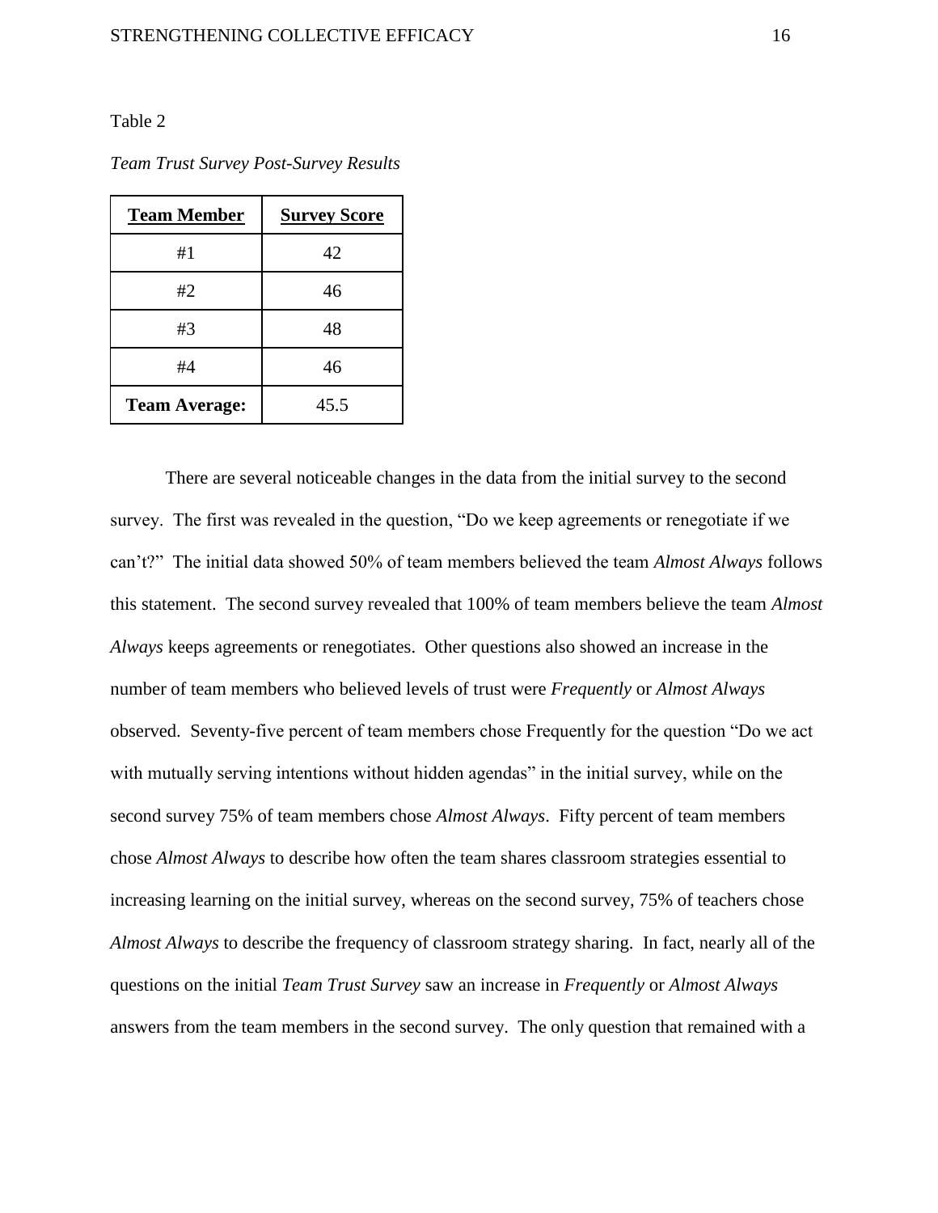Table 2

*Team Trust Survey Post-Survey Results*

| **Team Member** | **Survey Score** |
|---|---|
| #1 | 42 |
| #2 | 46 |
| #3 | 48 |
| #4 | 46 |
| **Team Average:** | 45.5 |

There are several noticeable changes in the data from the initial survey to the second survey. The first was revealed in the question, "Do we keep agreements or renegotiate if we can't?" The initial data showed 50% of team members believed the team *Almost Always* follows this statement. The second survey revealed that 100% of team members believe the team *Almost Always* keeps agreements or renegotiates. Other questions also showed an increase in the number of team members who believed levels of trust were *Frequently* or *Almost Always* observed. Seventy-five percent of team members chose Frequently for the question "Do we act with mutually serving intentions without hidden agendas" in the initial survey, while on the second survey 75% of team members chose *Almost Always*. Fifty percent of team members chose *Almost Always* to describe how often the team shares classroom strategies essential to increasing learning on the initial survey, whereas on the second survey, 75% of teachers chose *Almost Always* to describe the frequency of classroom strategy sharing. In fact, nearly all of the questions on the initial *Team Trust Survey* saw an increase in *Frequently* or *Almost Always* answers from the team members in the second survey. The only question that remained with a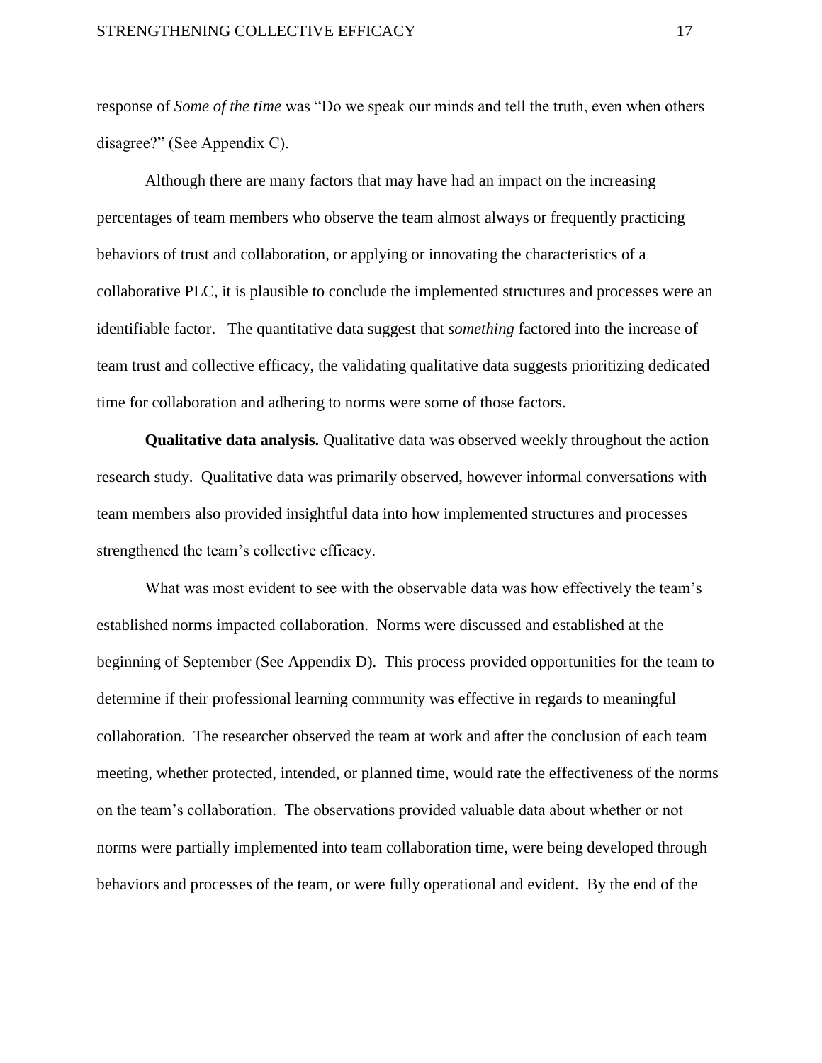response of *Some of the time* was "Do we speak our minds and tell the truth, even when others disagree?" (See Appendix C).

Although there are many factors that may have had an impact on the increasing percentages of team members who observe the team almost always or frequently practicing behaviors of trust and collaboration, or applying or innovating the characteristics of a collaborative PLC, it is plausible to conclude the implemented structures and processes were an identifiable factor. The quantitative data suggest that *something* factored into the increase of team trust and collective efficacy, the validating qualitative data suggests prioritizing dedicated time for collaboration and adhering to norms were some of those factors.

**Qualitative data analysis.** Qualitative data was observed weekly throughout the action research study. Qualitative data was primarily observed, however informal conversations with team members also provided insightful data into how implemented structures and processes strengthened the team's collective efficacy.

What was most evident to see with the observable data was how effectively the team's established norms impacted collaboration. Norms were discussed and established at the beginning of September (See Appendix D). This process provided opportunities for the team to determine if their professional learning community was effective in regards to meaningful collaboration. The researcher observed the team at work and after the conclusion of each team meeting, whether protected, intended, or planned time, would rate the effectiveness of the norms on the team's collaboration. The observations provided valuable data about whether or not norms were partially implemented into team collaboration time, were being developed through behaviors and processes of the team, or were fully operational and evident. By the end of the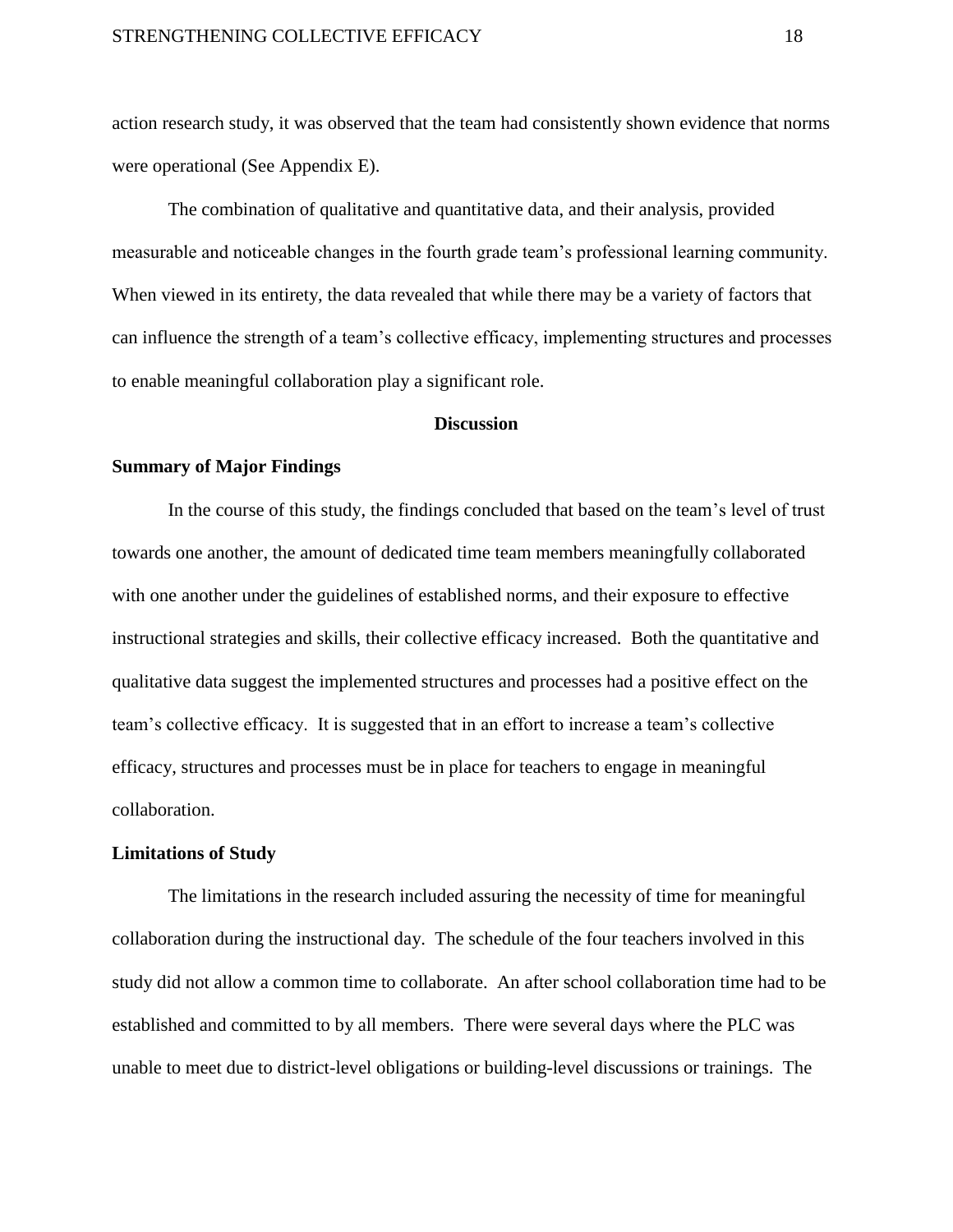action research study, it was observed that the team had consistently shown evidence that norms were operational (See Appendix E).

The combination of qualitative and quantitative data, and their analysis, provided measurable and noticeable changes in the fourth grade team's professional learning community. When viewed in its entirety, the data revealed that while there may be a variety of factors that can influence the strength of a team's collective efficacy, implementing structures and processes to enable meaningful collaboration play a significant role.

## Discussion

### Summary of Major Findings

In the course of this study, the findings concluded that based on the team's level of trust towards one another, the amount of dedicated time team members meaningfully collaborated with one another under the guidelines of established norms, and their exposure to effective instructional strategies and skills, their collective efficacy increased. Both the quantitative and qualitative data suggest the implemented structures and processes had a positive effect on the team's collective efficacy. It is suggested that in an effort to increase a team's collective efficacy, structures and processes must be in place for teachers to engage in meaningful collaboration.

### Limitations of Study

The limitations in the research included assuring the necessity of time for meaningful collaboration during the instructional day. The schedule of the four teachers involved in this study did not allow a common time to collaborate. An after school collaboration time had to be established and committed to by all members. There were several days where the PLC was unable to meet due to district-level obligations or building-level discussions or trainings. The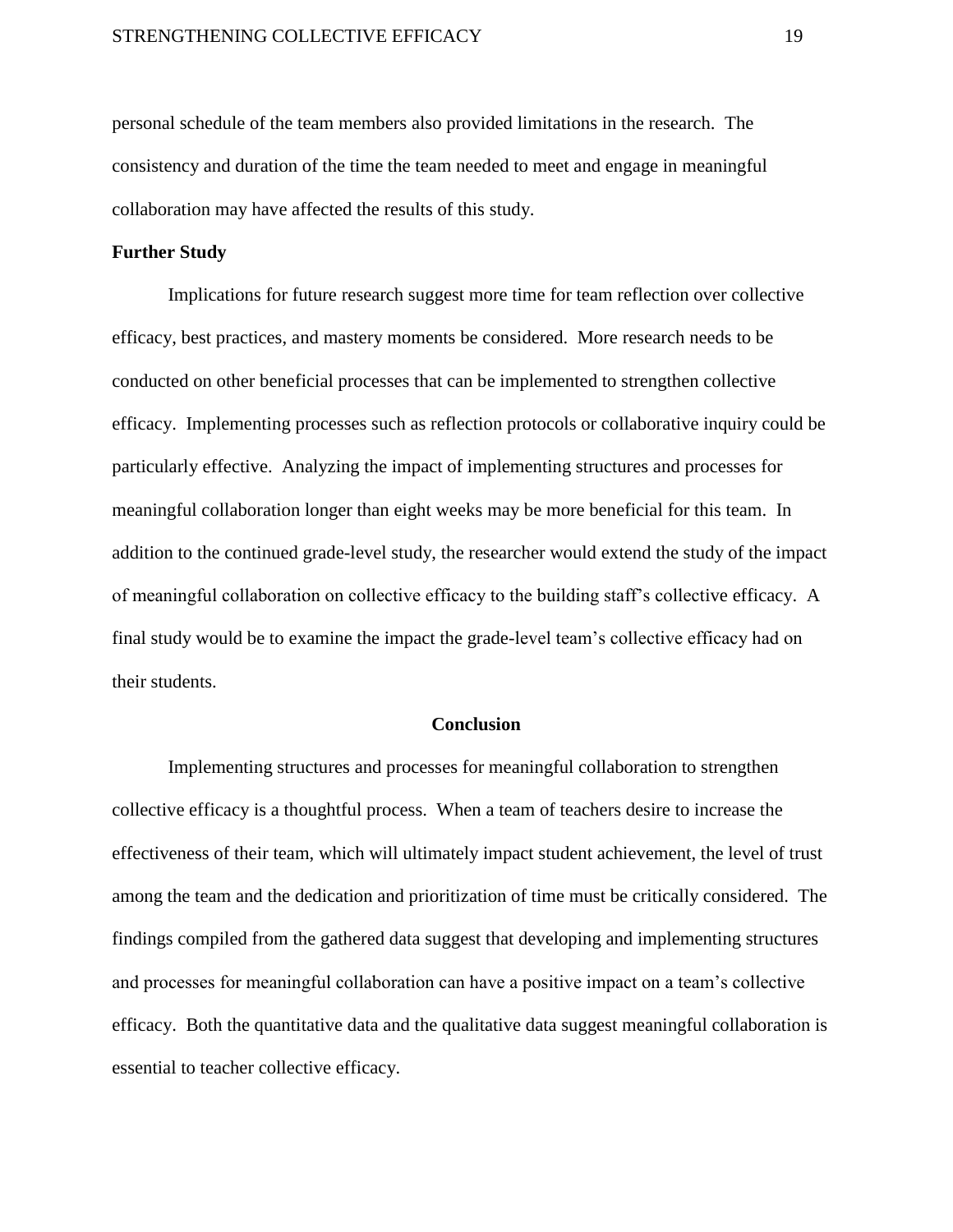personal schedule of the team members also provided limitations in the research. The consistency and duration of the time the team needed to meet and engage in meaningful collaboration may have affected the results of this study.

**Further Study**

Implications for future research suggest more time for team reflection over collective efficacy, best practices, and mastery moments be considered. More research needs to be conducted on other beneficial processes that can be implemented to strengthen collective efficacy. Implementing processes such as reflection protocols or collaborative inquiry could be particularly effective. Analyzing the impact of implementing structures and processes for meaningful collaboration longer than eight weeks may be more beneficial for this team. In addition to the continued grade-level study, the researcher would extend the study of the impact of meaningful collaboration on collective efficacy to the building staff's collective efficacy. A final study would be to examine the impact the grade-level team's collective efficacy had on their students.

## Conclusion

Implementing structures and processes for meaningful collaboration to strengthen collective efficacy is a thoughtful process. When a team of teachers desire to increase the effectiveness of their team, which will ultimately impact student achievement, the level of trust among the team and the dedication and prioritization of time must be critically considered. The findings compiled from the gathered data suggest that developing and implementing structures and processes for meaningful collaboration can have a positive impact on a team's collective efficacy. Both the quantitative data and the qualitative data suggest meaningful collaboration is essential to teacher collective efficacy.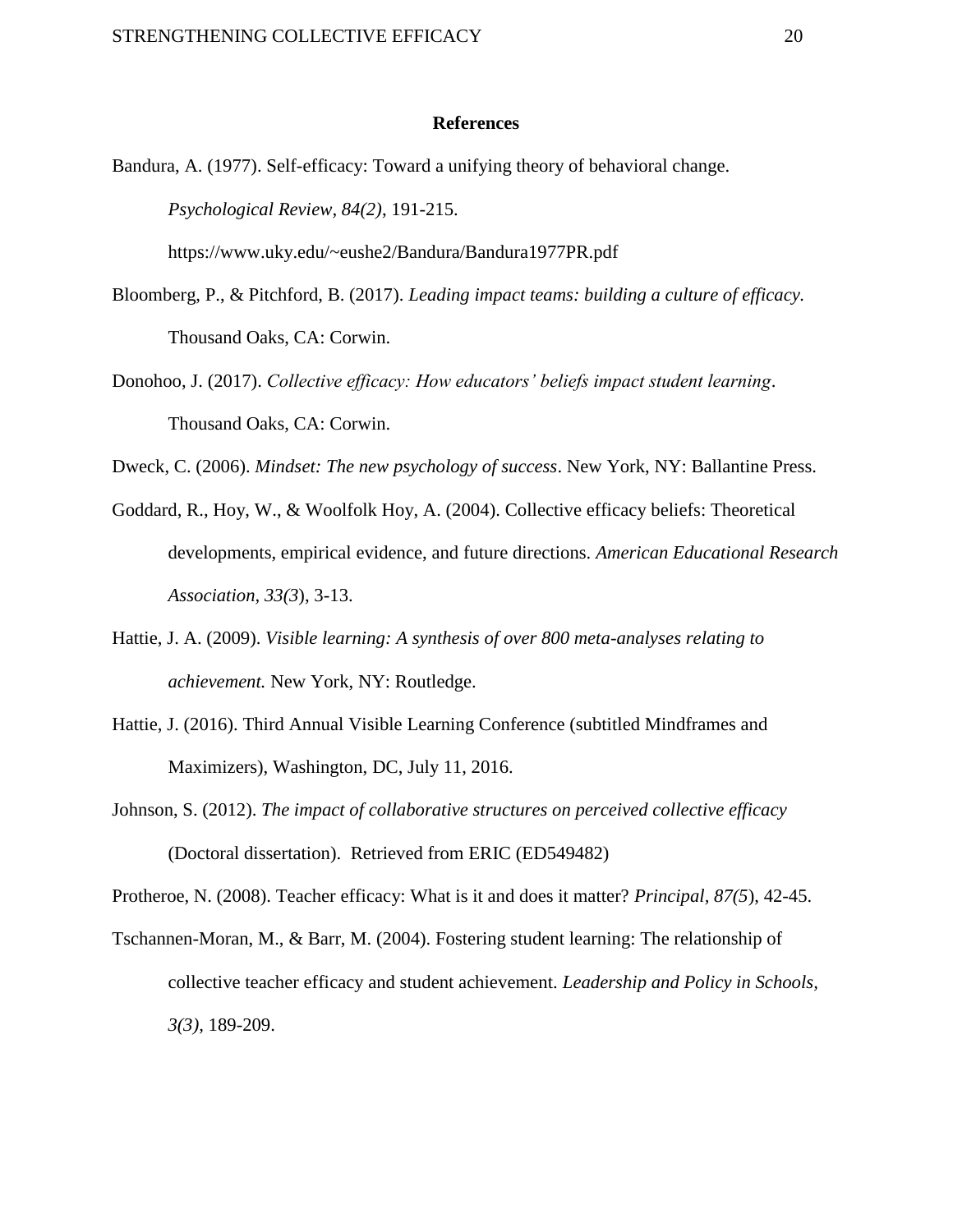# References

Bandura, A. (1977). Self-efficacy: Toward a unifying theory of behavioral change. *Psychological Review, 84(2)*, 191-215. https://www.uky.edu/~eushe2/Bandura/Bandura1977PR.pdf

Bloomberg, P., & Pitchford, B. (2017). *Leading impact teams: building a culture of efficacy.* Thousand Oaks, CA: Corwin.

Donohoo, J. (2017). *Collective efficacy: How educators' beliefs impact student learning*. Thousand Oaks, CA: Corwin.

Dweck, C. (2006). *Mindset: The new psychology of success*. New York, NY: Ballantine Press.

Goddard, R., Hoy, W., & Woolfolk Hoy, A. (2004). Collective efficacy beliefs: Theoretical developments, empirical evidence, and future directions. *American Educational Research Association, 33(3*), 3-13.

Hattie, J. A. (2009). *Visible learning: A synthesis of over 800 meta-analyses relating to achievement.* New York, NY: Routledge.

Hattie, J. (2016). Third Annual Visible Learning Conference (subtitled Mindframes and Maximizers), Washington, DC, July 11, 2016.

Johnson, S. (2012). *The impact of collaborative structures on perceived collective efficacy* (Doctoral dissertation). Retrieved from ERIC (ED549482)

Protheroe, N. (2008). Teacher efficacy: What is it and does it matter? *Principal, 87(5*), 42-45.

Tschannen-Moran, M., & Barr, M. (2004). Fostering student learning: The relationship of collective teacher efficacy and student achievement. *Leadership and Policy in Schools, 3(3),* 189-209.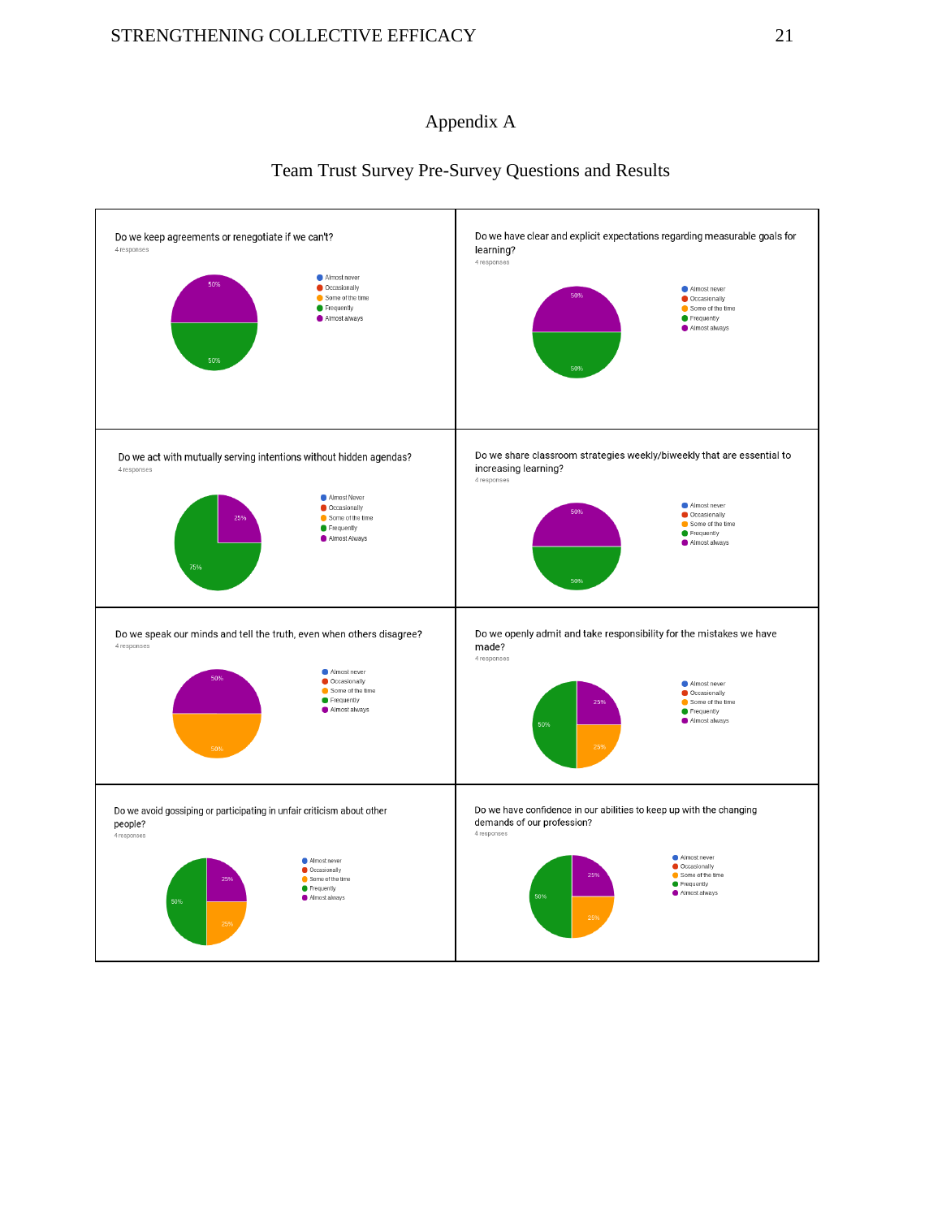# Appendix A

## Team Trust Survey Pre-Survey Questions and Results

Do we keep agreements or renegotiate if we can't?
4 responses

- Almost never
- Occasionally
- Some of the time
- Frequently
- Almost always

50%
50%

Do we have clear and explicit expectations regarding measurable goals for learning?
4 responses

- Almost never
- Occasionally
- Some of the time
- Frequently
- Almost always

50%
50%

Do we act with mutually serving intentions without hidden agendas?
4 responses

- Almost Never
- Occasionally
- Some of the time
- Frequently
- Almost Always

25%
75%

Do we share classroom strategies weekly/biweekly that are essential to increasing learning?
4 responses

- Almost never
- Occasionally
- Some of the time
- Frequently
- Almost always

50%
50%

Do we speak our minds and tell the truth, even when others disagree?
4 responses

- Almost never
- Occasionally
- Some of the time
- Frequently
- Almost always

50%
50%

Do we openly admit and take responsibility for the mistakes we have made?
4 responses

- Almost never
- Occasionally
- Some of the time
- Frequently
- Almost always

25%
50%
25%

Do we avoid gossiping or participating in unfair criticism about other people?
4 responses

- Almost never
- Occasionally
- Some of the time
- Frequently
- Almost always

25%
50%
25%

Do we have confidence in our abilities to keep up with the changing demands of our profession?
4 responses

- Almost never
- Occasionally
- Some of the time
- Frequently
- Almost always

25%
50%
25%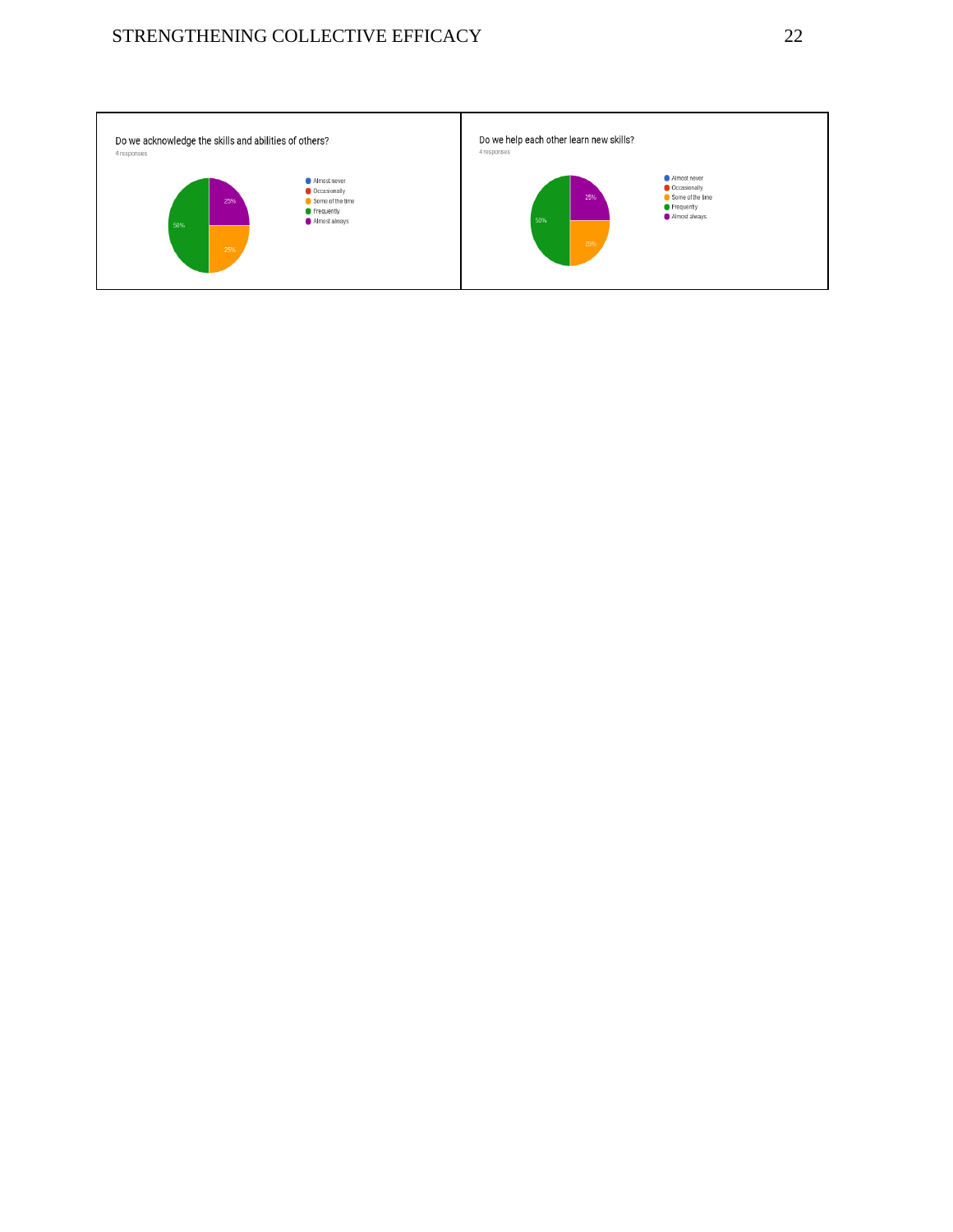| Do we acknowledge the skills and abilities of others? | Do we help each other learn new skills? |
| --- | --- |
| 4 responses | 4 responses |
| Almost never | Almost never |
| Occasionally | Occasionally |
| Some of the time: 25% | Some of the time: 25% |
| Frequently: 50% | Frequently: 50% |
| Almost always: 25% | Almost always: 25% |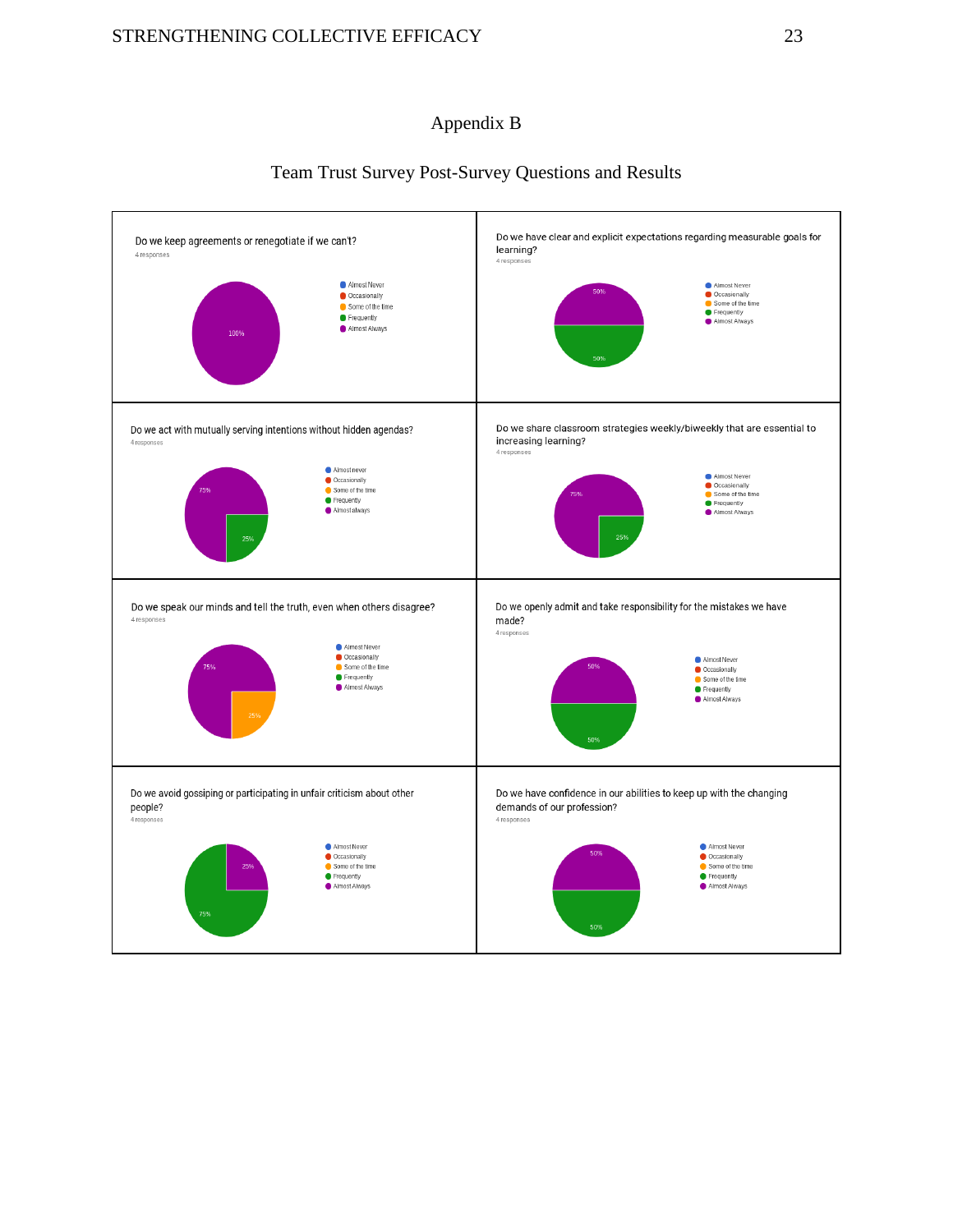# Appendix B

## Team Trust Survey Post-Survey Questions and Results

Do we keep agreements or renegotiate if we can't?
4 responses

- Almost Never
- Occasionally
- Some of the time
- Frequently
- Almost Always

100%

Do we have clear and explicit expectations regarding measurable goals for learning?
4 responses

- Almost Never
- Occasionally
- Some of the time
- Frequently
- Almost Always

50%
50%

Do we act with mutually serving intentions without hidden agendas?
4 responses

- Almost never
- Occasionally
- Some of the time
- Frequently
- Almost always

75%
25%

Do we share classroom strategies weekly/biweekly that are essential to increasing learning?
4 responses

- Almost Never
- Occasionally
- Some of the time
- Frequently
- Almost Always

75%
25%

Do we speak our minds and tell the truth, even when others disagree?
4 responses

- Almost Never
- Occasionally
- Some of the time
- Frequently
- Almost Always

75%
25%

Do we openly admit and take responsibility for the mistakes we have made?
4 responses

- Almost Never
- Occasionally
- Some of the time
- Frequently
- Almost Always

50%
50%

Do we avoid gossiping or participating in unfair criticism about other people?
4 responses

- Almost Never
- Occasionally
- Some of the time
- Frequently
- Almost Always

25%
75%

Do we have confidence in our abilities to keep up with the changing demands of our profession?
4 responses

- Almost Never
- Occasionally
- Some of the time
- Frequently
- Almost Always

50%
50%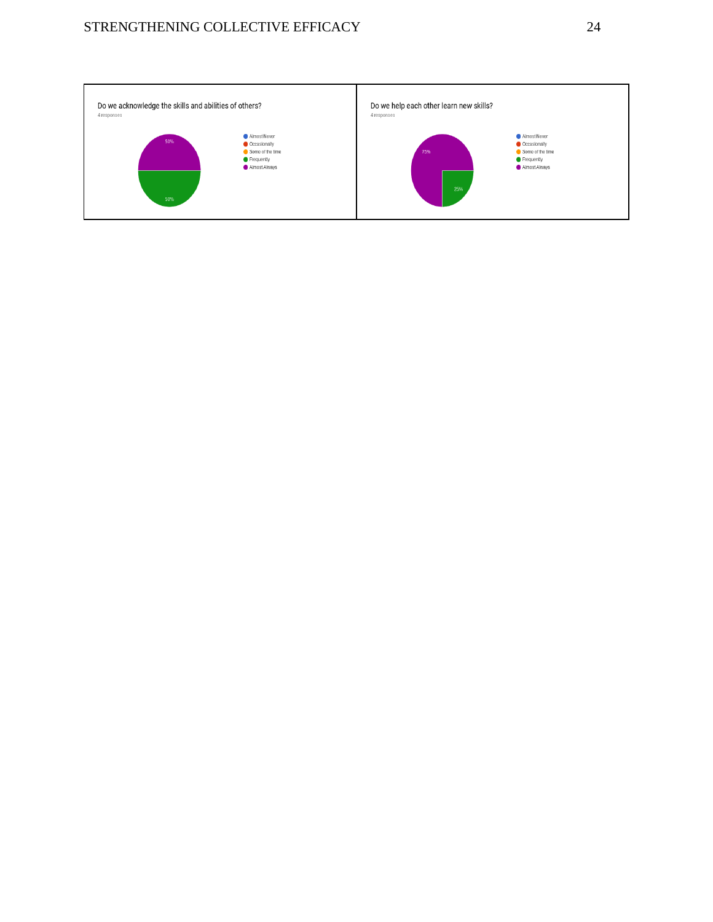| Do we acknowledge the skills and abilities of others? | Do we help each other learn new skills? |
|---|---|
| 4 responses | 4 responses |
| Almost Never | Almost Never |
| Occasionally | Occasionally |
| Some of the time | Some of the time |
| Frequently: 50% | Frequently: 25% |
| Almost Always: 50% | Almost Always: 75% |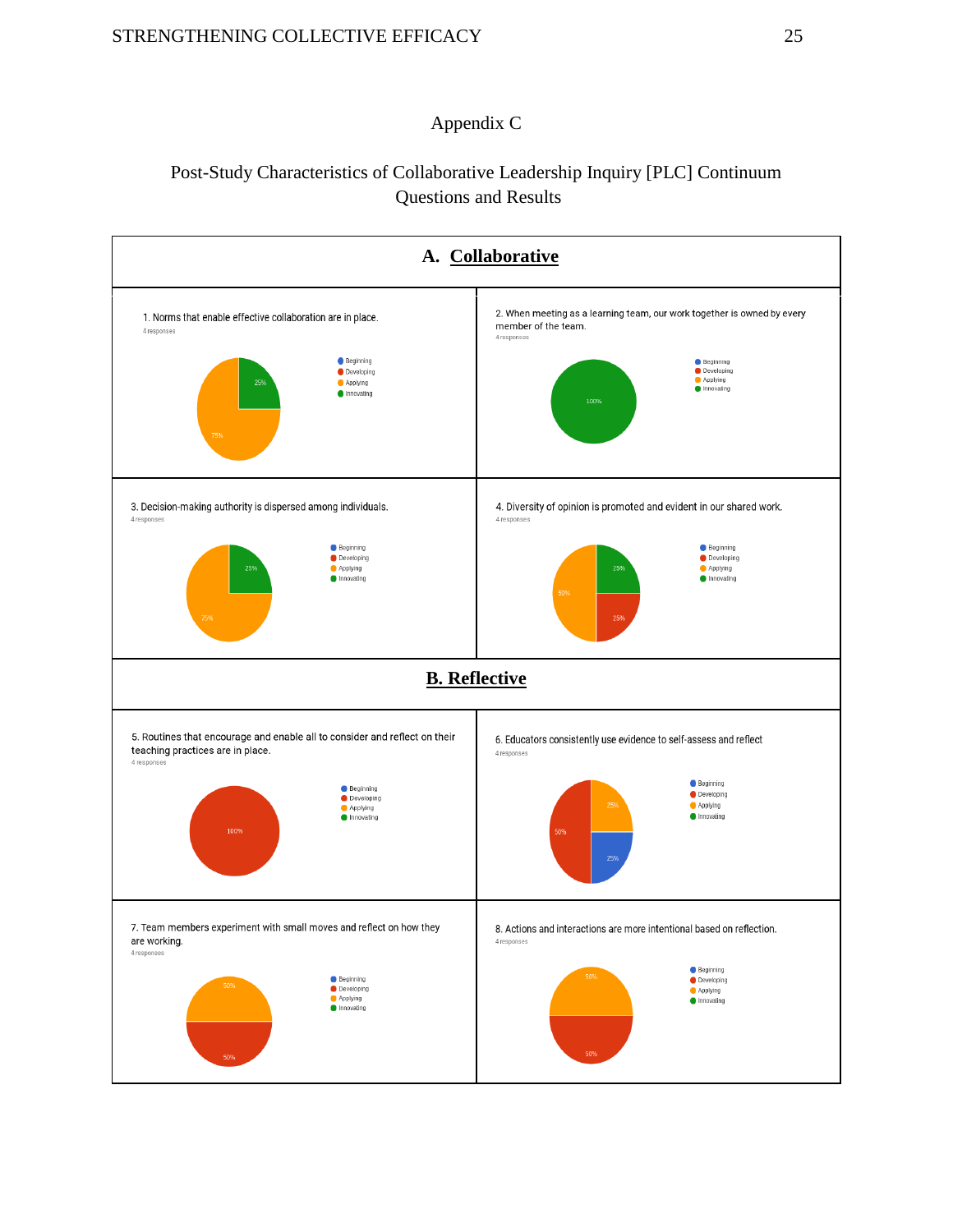# Appendix C

## Post-Study Characteristics of Collaborative Leadership Inquiry [PLC] Continuum Questions and Results

### A. Collaborative

1. Norms that enable effective collaboration are in place.
4 responses

- Beginning
- Developing
- Applying: 75%
- Innovating: 25%

2. When meeting as a learning team, our work together is owned by every member of the team.
4 responses

- Beginning
- Developing
- Applying
- Innovating: 100%

3. Decision-making authority is dispersed among individuals.
4 responses

- Beginning
- Developing
- Applying: 75%
- Innovating: 25%

4. Diversity of opinion is promoted and evident in our shared work.
4 responses

- Beginning
- Developing: 25%
- Applying: 50%
- Innovating: 25%

### B. Reflective

5. Routines that encourage and enable all to consider and reflect on their teaching practices are in place.
4 responses

- Beginning
- Developing: 100%
- Applying
- Innovating

6. Educators consistently use evidence to self-assess and reflect
4 responses

- Beginning: 25%
- Developing: 50%
- Applying: 25%
- Innovating

7. Team members experiment with small moves and reflect on how they are working.
4 responses

- Beginning
- Developing: 50%
- Applying: 50%
- Innovating

8. Actions and interactions are more intentional based on reflection.
4 responses

- Beginning
- Developing: 50%
- Applying: 50%
- Innovating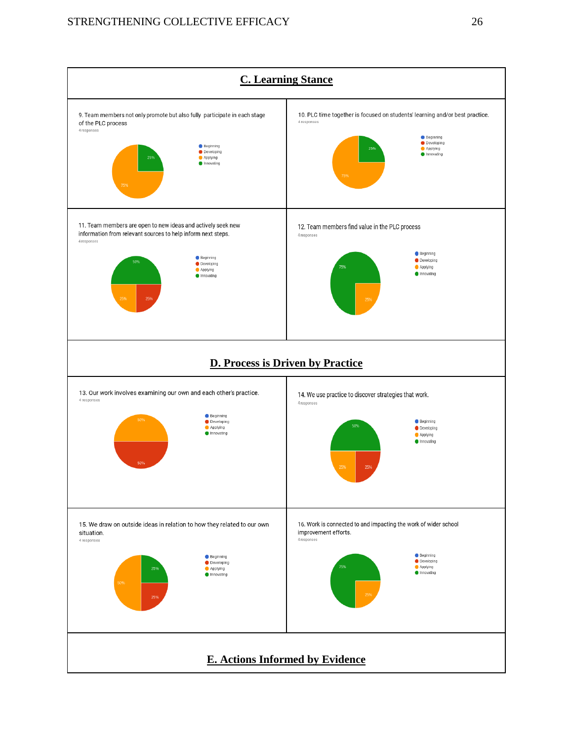## C. Learning Stance

9. Team members not only promote but also fully participate in each stage of the PLC process

4 responses

- Beginning
- Developing
- Applying
- Innovating

25%
75%

10. PLC time together is focused on students' learning and/or best practice.

4 responses

- Beginning
- Developing
- Applying
- Innovating

25%
75%

11. Team members are open to new ideas and actively seek new information from relevant sources to help inform next steps.

4 responses

- Beginning
- Developing
- Applying
- Innovating

50%
25%
25%

12. Team members find value in the PLC process

4 responses

- Beginning
- Developing
- Applying
- Innovating

75%
25%

## D. Process is Driven by Practice

13. Our work involves examining our own and each other's practice.

4 responses

- Beginning
- Developing
- Applying
- Innovating

50%
50%

14. We use practice to discover strategies that work.

4 responses

- Beginning
- Developing
- Applying
- Innovating

50%
25%
25%

15. We draw on outside ideas in relation to how they related to our own situation.

4 responses

- Beginning
- Developing
- Applying
- Innovating

25%
50%
25%

16. Work is connected to and impacting the work of wider school improvement efforts.

4 responses

- Beginning
- Developing
- Applying
- Innovating

75%
25%

## E. Actions Informed by Evidence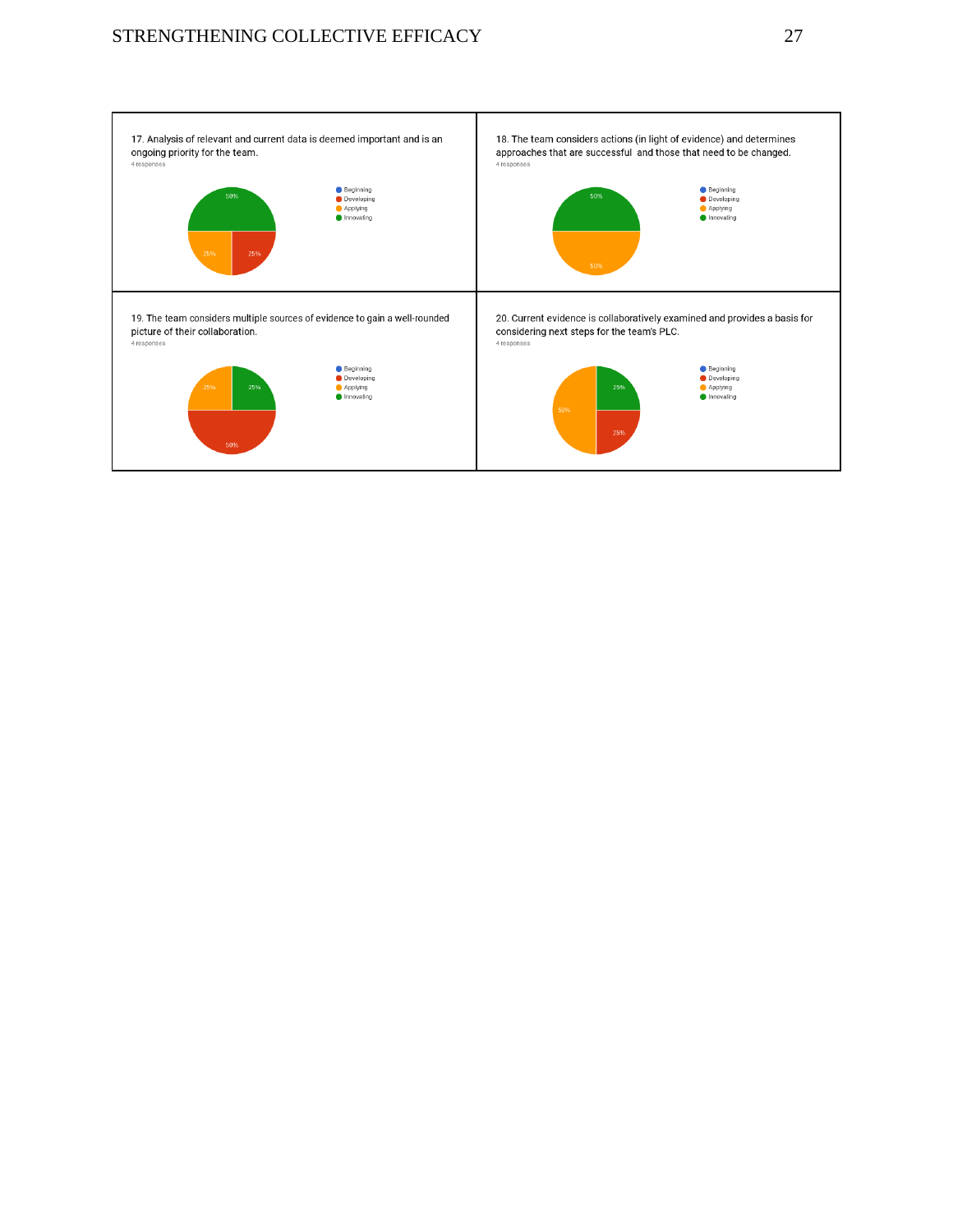17. Analysis of relevant and current data is deemed important and is an ongoing priority for the team.

4 responses

- Beginning
- Developing
- Applying
- Innovating

50%, 25%, 25%

18. The team considers actions (in light of evidence) and determines approaches that are successful and those that need to be changed.

4 responses

- Beginning
- Developing
- Applying
- Innovating

50%, 50%

19. The team considers multiple sources of evidence to gain a well-rounded picture of their collaboration.

4 responses

- Beginning
- Developing
- Applying
- Innovating

25%, 25%, 50%

20. Current evidence is collaboratively examined and provides a basis for considering next steps for the team's PLC.

4 responses

- Beginning
- Developing
- Applying
- Innovating

25%, 50%, 25%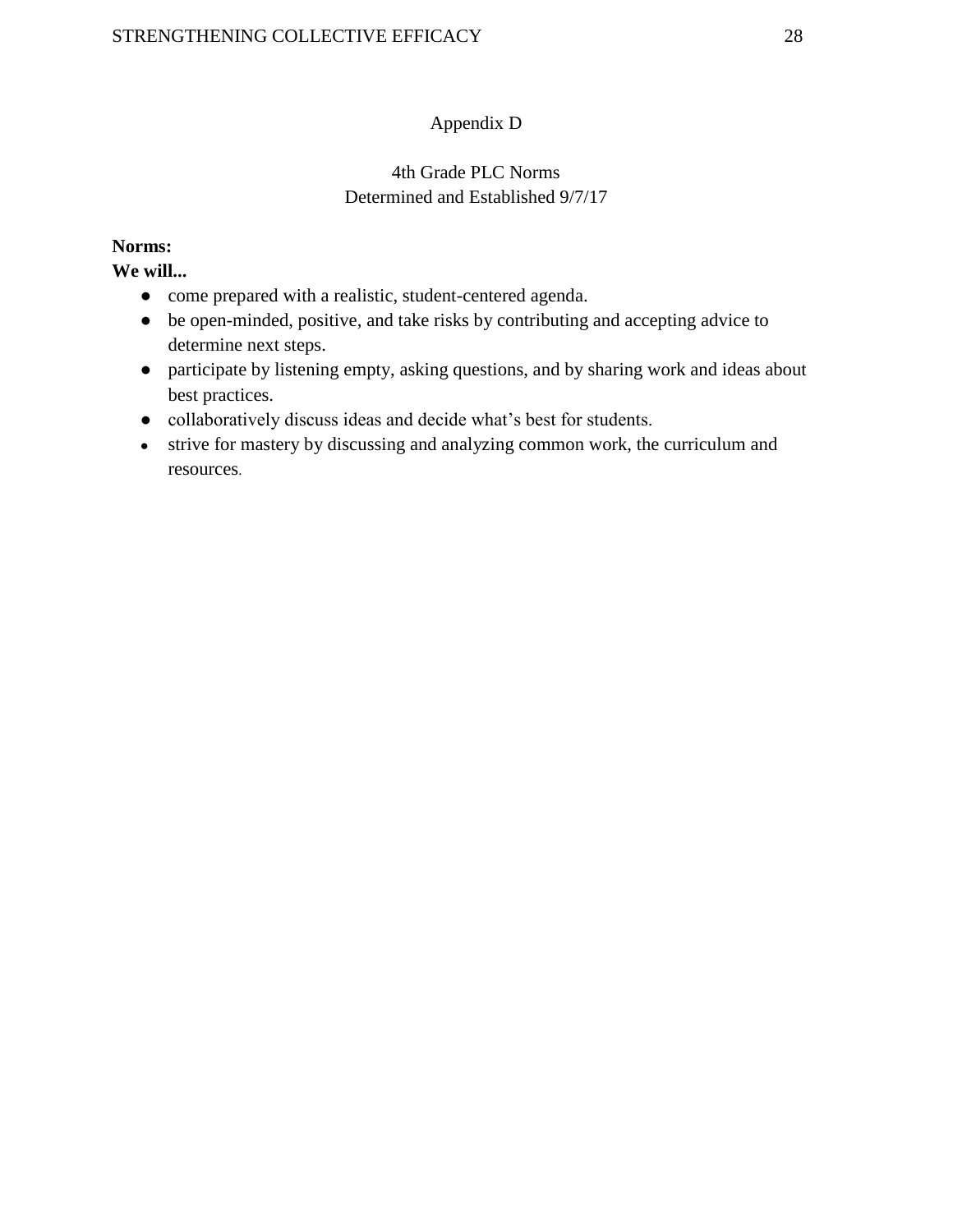# Appendix D

## 4th Grade PLC Norms
Determined and Established 9/7/17

**Norms:**
**We will...**

- come prepared with a realistic, student-centered agenda.
- be open-minded, positive, and take risks by contributing and accepting advice to determine next steps.
- participate by listening empty, asking questions, and by sharing work and ideas about best practices.
- collaboratively discuss ideas and decide what's best for students.
- strive for mastery by discussing and analyzing common work, the curriculum and resources.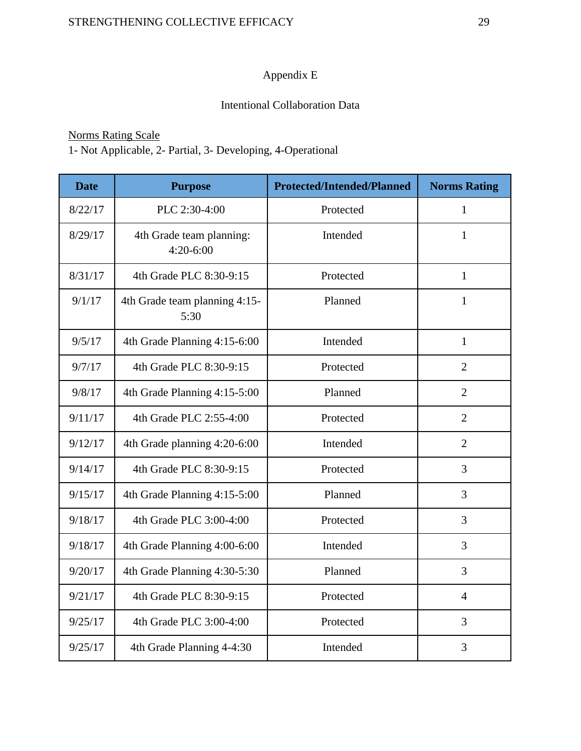# Appendix E

## Intentional Collaboration Data

<u>Norms Rating Scale</u>
1- Not Applicable, 2- Partial, 3- Developing, 4-Operational

| Date | Purpose | Protected/Intended/Planned | Norms Rating |
|---|---|---|---|
| 8/22/17 | PLC 2:30-4:00 | Protected | 1 |
| 8/29/17 | 4th Grade team planning: 4:20-6:00 | Intended | 1 |
| 8/31/17 | 4th Grade PLC 8:30-9:15 | Protected | 1 |
| 9/1/17 | 4th Grade team planning 4:15-5:30 | Planned | 1 |
| 9/5/17 | 4th Grade Planning 4:15-6:00 | Intended | 1 |
| 9/7/17 | 4th Grade PLC 8:30-9:15 | Protected | 2 |
| 9/8/17 | 4th Grade Planning 4:15-5:00 | Planned | 2 |
| 9/11/17 | 4th Grade PLC 2:55-4:00 | Protected | 2 |
| 9/12/17 | 4th Grade planning 4:20-6:00 | Intended | 2 |
| 9/14/17 | 4th Grade PLC 8:30-9:15 | Protected | 3 |
| 9/15/17 | 4th Grade Planning 4:15-5:00 | Planned | 3 |
| 9/18/17 | 4th Grade PLC 3:00-4:00 | Protected | 3 |
| 9/18/17 | 4th Grade Planning 4:00-6:00 | Intended | 3 |
| 9/20/17 | 4th Grade Planning 4:30-5:30 | Planned | 3 |
| 9/21/17 | 4th Grade PLC 8:30-9:15 | Protected | 4 |
| 9/25/17 | 4th Grade PLC 3:00-4:00 | Protected | 3 |
| 9/25/17 | 4th Grade Planning 4-4:30 | Intended | 3 |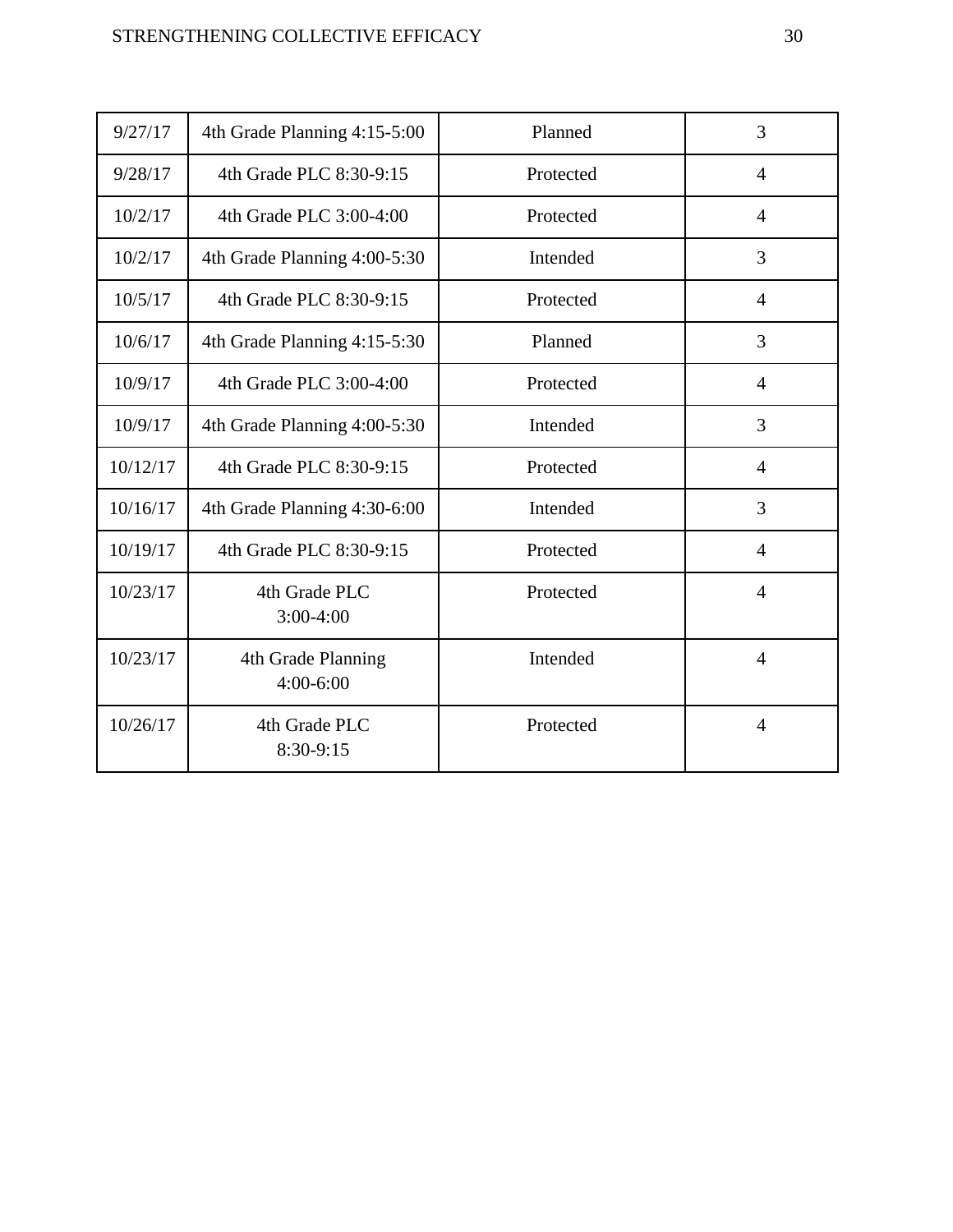| | | | |
|---|---|---|---|
| 9/27/17 | 4th Grade Planning 4:15-5:00 | Planned | 3 |
| 9/28/17 | 4th Grade PLC 8:30-9:15 | Protected | 4 |
| 10/2/17 | 4th Grade PLC 3:00-4:00 | Protected | 4 |
| 10/2/17 | 4th Grade Planning 4:00-5:30 | Intended | 3 |
| 10/5/17 | 4th Grade PLC 8:30-9:15 | Protected | 4 |
| 10/6/17 | 4th Grade Planning 4:15-5:30 | Planned | 3 |
| 10/9/17 | 4th Grade PLC 3:00-4:00 | Protected | 4 |
| 10/9/17 | 4th Grade Planning 4:00-5:30 | Intended | 3 |
| 10/12/17 | 4th Grade PLC 8:30-9:15 | Protected | 4 |
| 10/16/17 | 4th Grade Planning 4:30-6:00 | Intended | 3 |
| 10/19/17 | 4th Grade PLC 8:30-9:15 | Protected | 4 |
| 10/23/17 | 4th Grade PLC 3:00-4:00 | Protected | 4 |
| 10/23/17 | 4th Grade Planning 4:00-6:00 | Intended | 4 |
| 10/26/17 | 4th Grade PLC 8:30-9:15 | Protected | 4 |